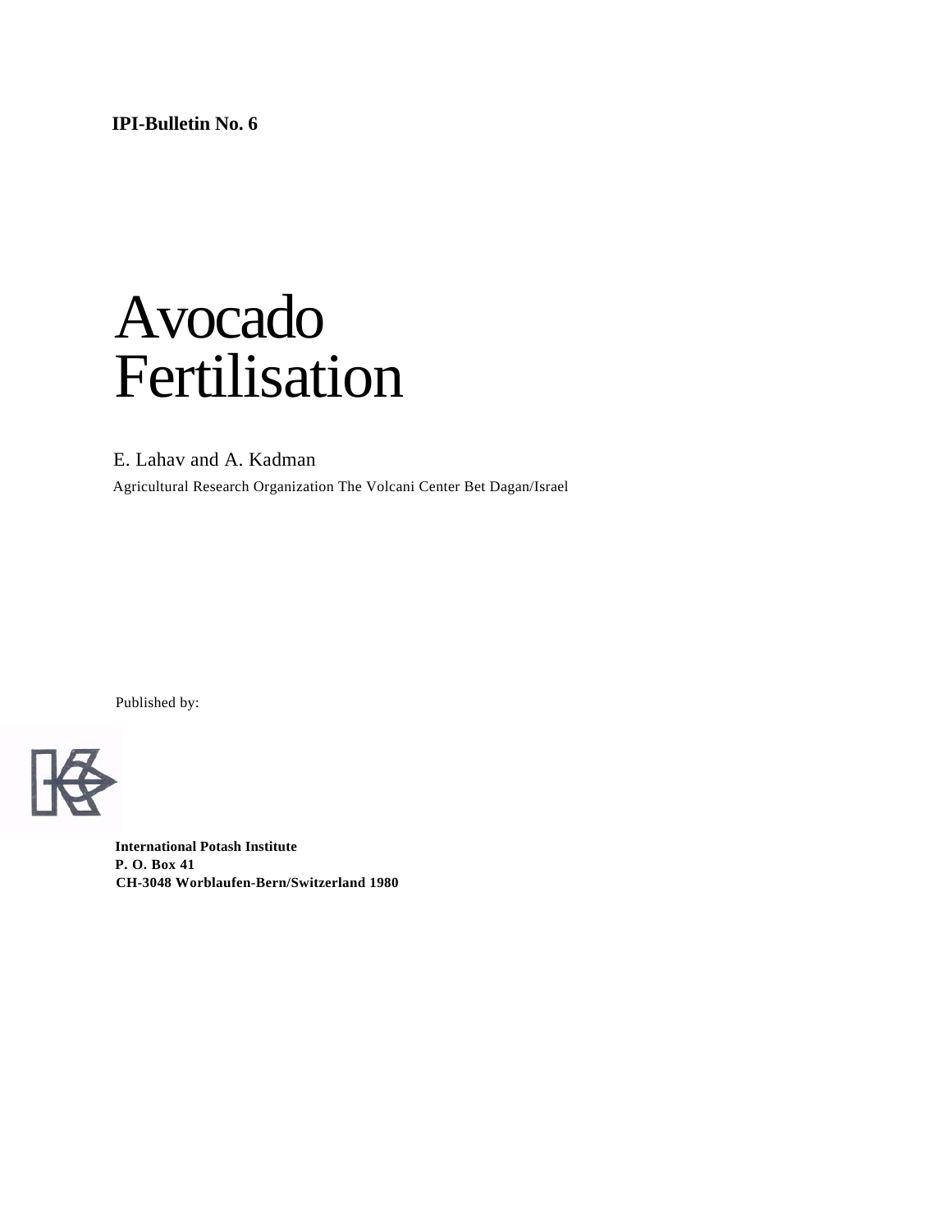**IPI-Bulletin No. 6**

# Avocado Fertilisation

E. Lahav and A. Kadman

Agricultural Research Organization The Volcani Center Bet Dagan/Israel

Published by:

**International Potash Institute**
**P. O. Box 41**
**CH-3048 Worblaufen-Bern/Switzerland 1980**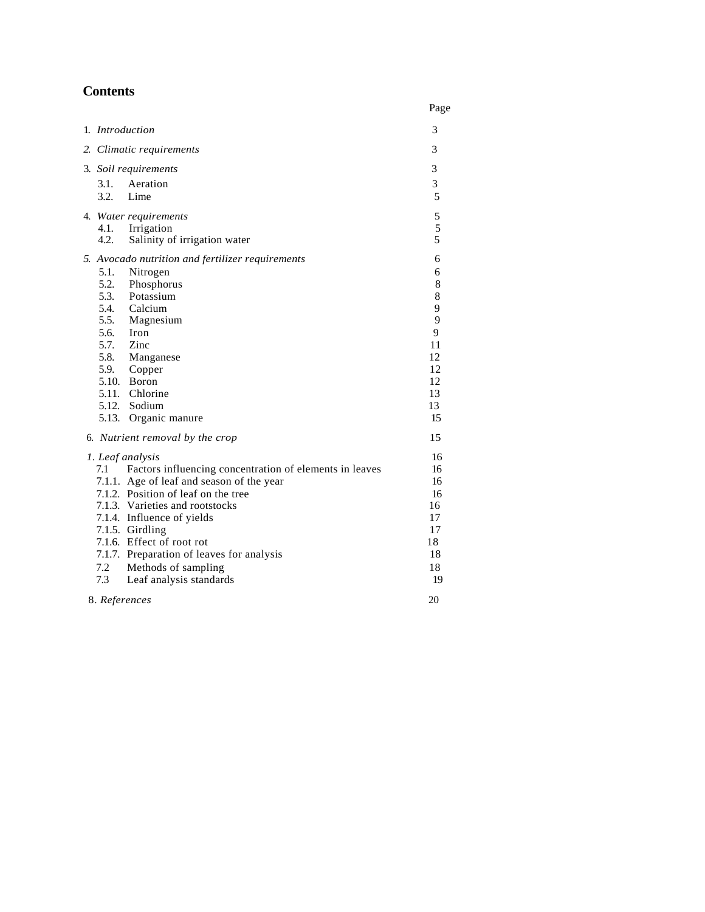## Contents

| | Page |
|---|---|
| 1. *Introduction* | 3 |
| 2. *Climatic requirements* | 3 |
| 3. *Soil requirements* | 3 |
| 3.1. Aeration | 3 |
| 3.2. Lime | 5 |
| 4. *Water requirements* | 5 |
| 4.1. Irrigation | 5 |
| 4.2. Salinity of irrigation water | 5 |
| 5. *Avocado nutrition and fertilizer requirements* | 6 |
| 5.1. Nitrogen | 6 |
| 5.2. Phosphorus | 8 |
| 5.3. Potassium | 8 |
| 5.4. Calcium | 9 |
| 5.5. Magnesium | 9 |
| 5.6. Iron | 9 |
| 5.7. Zinc | 11 |
| 5.8. Manganese | 12 |
| 5.9. Copper | 12 |
| 5.10. Boron | 12 |
| 5.11. Chlorine | 13 |
| 5.12. Sodium | 13 |
| 5.13. Organic manure | 15 |
| 6. *Nutrient removal by the crop* | 15 |
| 1. *Leaf analysis* | 16 |
| 7.1 Factors influencing concentration of elements in leaves | 16 |
| 7.1.1. Age of leaf and season of the year | 16 |
| 7.1.2. Position of leaf on the tree | 16 |
| 7.1.3. Varieties and rootstocks | 16 |
| 7.1.4. Influence of yields | 17 |
| 7.1.5. Girdling | 17 |
| 7.1.6. Effect of root rot | 18 |
| 7.1.7. Preparation of leaves for analysis | 18 |
| 7.2 Methods of sampling | 18 |
| 7.3 Leaf analysis standards | 19 |
| 8. *References* | 20 |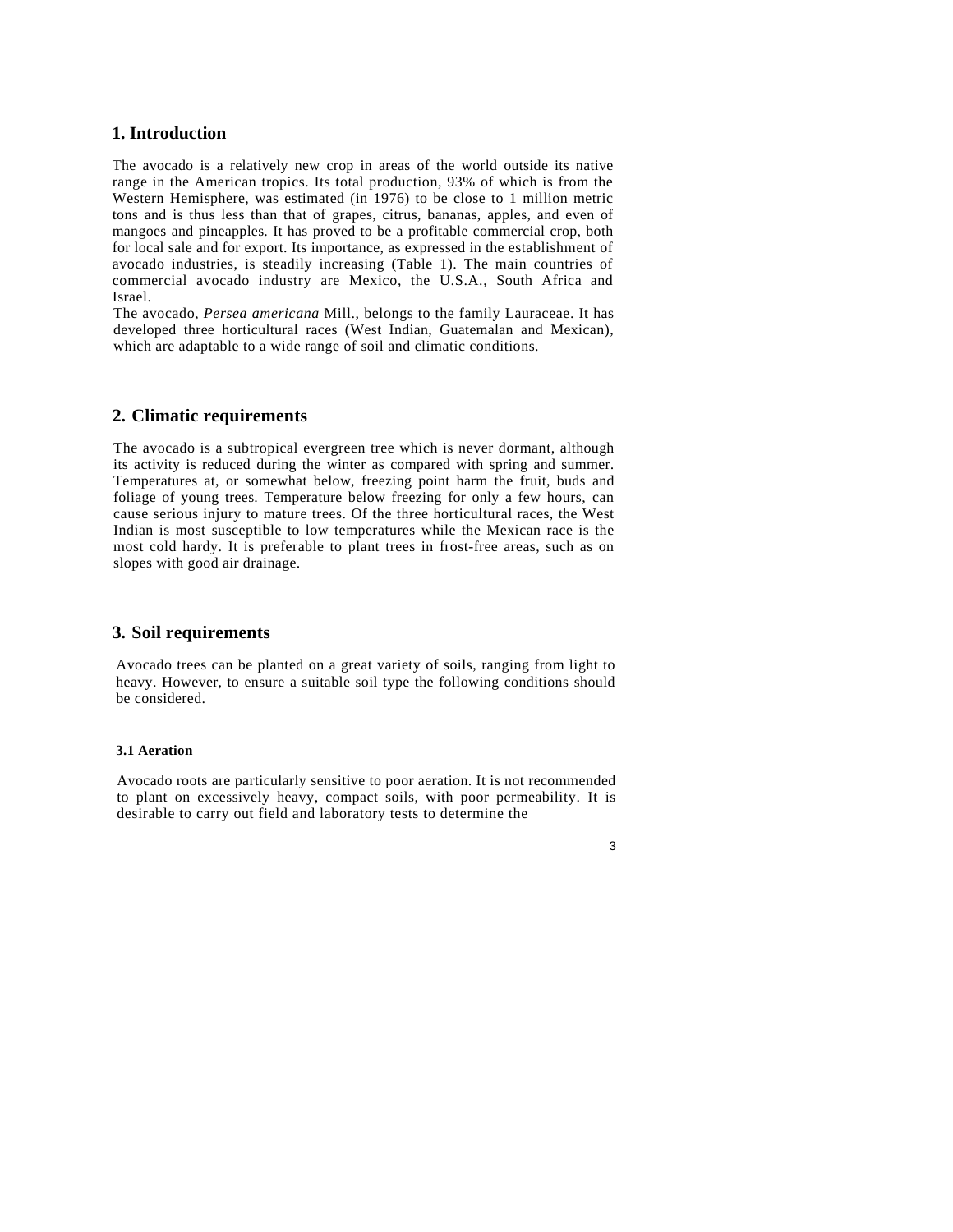## 1. Introduction

The avocado is a relatively new crop in areas of the world outside its native range in the American tropics. Its total production, 93% of which is from the Western Hemisphere, was estimated (in 1976) to be close to 1 million metric tons and is thus less than that of grapes, citrus, bananas, apples, and even of mangoes and pineapples. It has proved to be a profitable commercial crop, both for local sale and for export. Its importance, as expressed in the establishment of avocado industries, is steadily increasing (Table 1). The main countries of commercial avocado industry are Mexico, the U.S.A., South Africa and Israel.

The avocado, *Persea americana* Mill., belongs to the family Lauraceae. It has developed three horticultural races (West Indian, Guatemalan and Mexican), which are adaptable to a wide range of soil and climatic conditions.

## 2. Climatic requirements

The avocado is a subtropical evergreen tree which is never dormant, although its activity is reduced during the winter as compared with spring and summer. Temperatures at, or somewhat below, freezing point harm the fruit, buds and foliage of young trees. Temperature below freezing for only a few hours, can cause serious injury to mature trees. Of the three horticultural races, the West Indian is most susceptible to low temperatures while the Mexican race is the most cold hardy. It is preferable to plant trees in frost-free areas, such as on slopes with good air drainage.

## 3. Soil requirements

Avocado trees can be planted on a great variety of soils, ranging from light to heavy. However, to ensure a suitable soil type the following conditions should be considered.

### 3.1 Aeration

Avocado roots are particularly sensitive to poor aeration. It is not recommended to plant on excessively heavy, compact soils, with poor permeability. It is desirable to carry out field and laboratory tests to determine the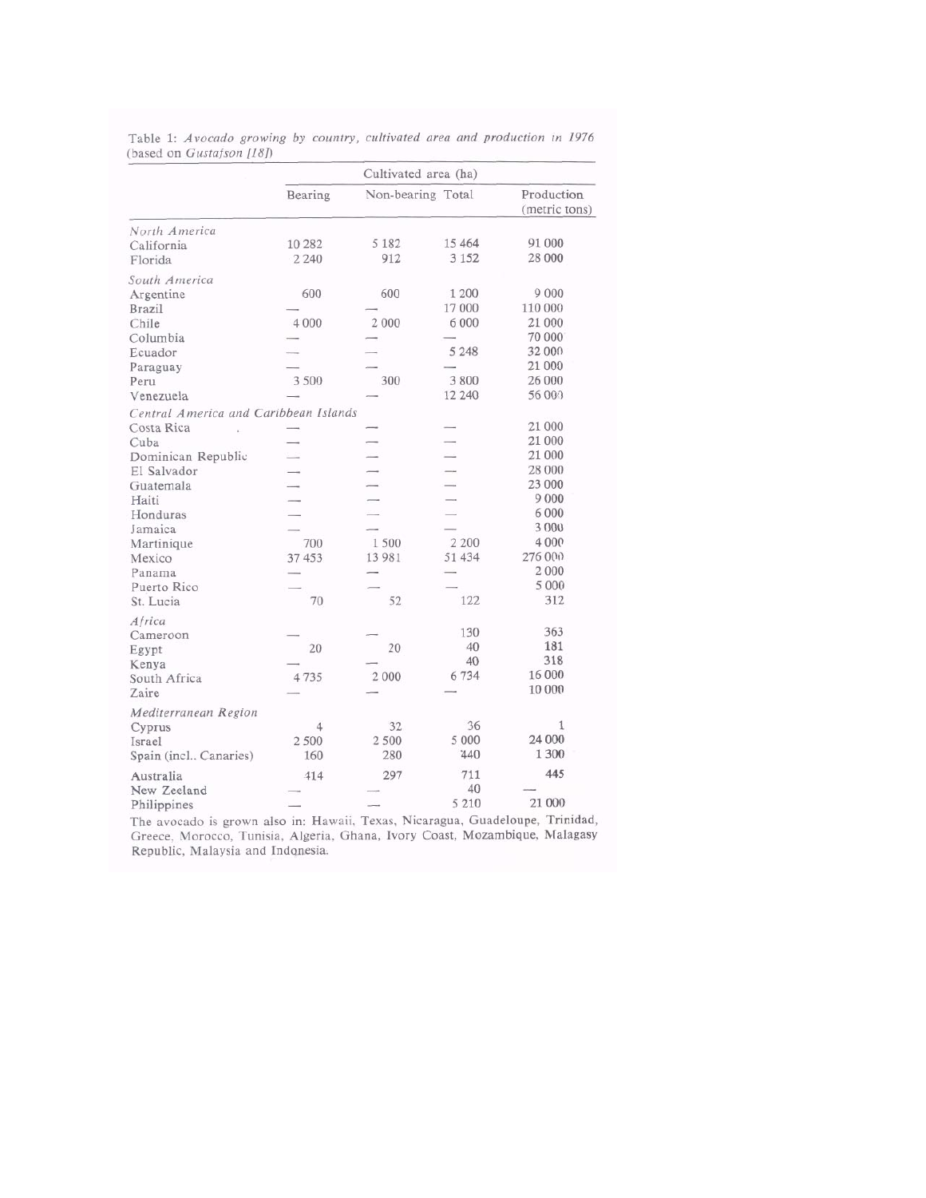Table 1: *Avocado growing by country, cultivated area and production in 1976* (based on *Gustafson [18]*)

| | Cultivated area (ha) | | | |
|---|---|---|---|---|
| | Bearing | Non-bearing | Total | Production (metric tons) |
| *North America* | | | | |
| California | 10 282 | 5 182 | 15 464 | 91 000 |
| Florida | 2 240 | 912 | 3 152 | 28 000 |
| *South America* | | | | |
| Argentine | 600 | 600 | 1 200 | 9 000 |
| Brazil | — | — | 17 000 | 110 000 |
| Chile | 4 000 | 2 000 | 6 000 | 21 000 |
| Columbia | — | — | — | 70 000 |
| Ecuador | — | — | 5 248 | 32 000 |
| Paraguay | — | — | — | 21 000 |
| Peru | 3 500 | 300 | 3 800 | 26 000 |
| Venezuela | — | — | 12 240 | 56 000 |
| *Central America and Caribbean Islands* | | | | |
| Costa Rica | — | — | — | 21 000 |
| Cuba | — | — | — | 21 000 |
| Dominican Republic | — | — | — | 21 000 |
| El Salvador | — | — | — | 28 000 |
| Guatemala | — | — | — | 23 000 |
| Haiti | — | — | — | 9 000 |
| Honduras | — | — | — | 6 000 |
| Jamaica | — | — | — | 3 000 |
| Martinique | 700 | 1 500 | 2 200 | 4 000 |
| Mexico | 37 453 | 13 981 | 51 434 | 276 000 |
| Panama | — | — | — | 2 000 |
| Puerto Rico | — | — | — | 5 000 |
| St. Lucia | 70 | 52 | 122 | 312 |
| *Africa* | | | | |
| Cameroon | — | — | 130 | 363 |
| Egypt | 20 | 20 | 40 | 181 |
| Kenya | — | — | 40 | 318 |
| South Africa | 4 735 | 2 000 | 6 734 | 16 000 |
| Zaire | — | — | — | 10 000 |
| *Mediterranean Region* | | | | |
| Cyprus | 4 | 32 | 36 | 1 |
| Israel | 2 500 | 2 500 | 5 000 | 24 000 |
| Spain (incl.. Canaries) | 160 | 280 | 440 | 1 300 |
| Australia | 414 | 297 | 711 | 445 |
| New Zeeland | — | — | 40 | — |
| Philippines | — | — | 5 210 | 21 000 |

The avocado is grown also in: Hawaii, Texas, Nicaragua, Guadeloupe, Trinidad, Greece, Morocco, Tunisia, Algeria, Ghana, Ivory Coast, Mozambique, Malagasy Republic, Malaysia and Indonesia.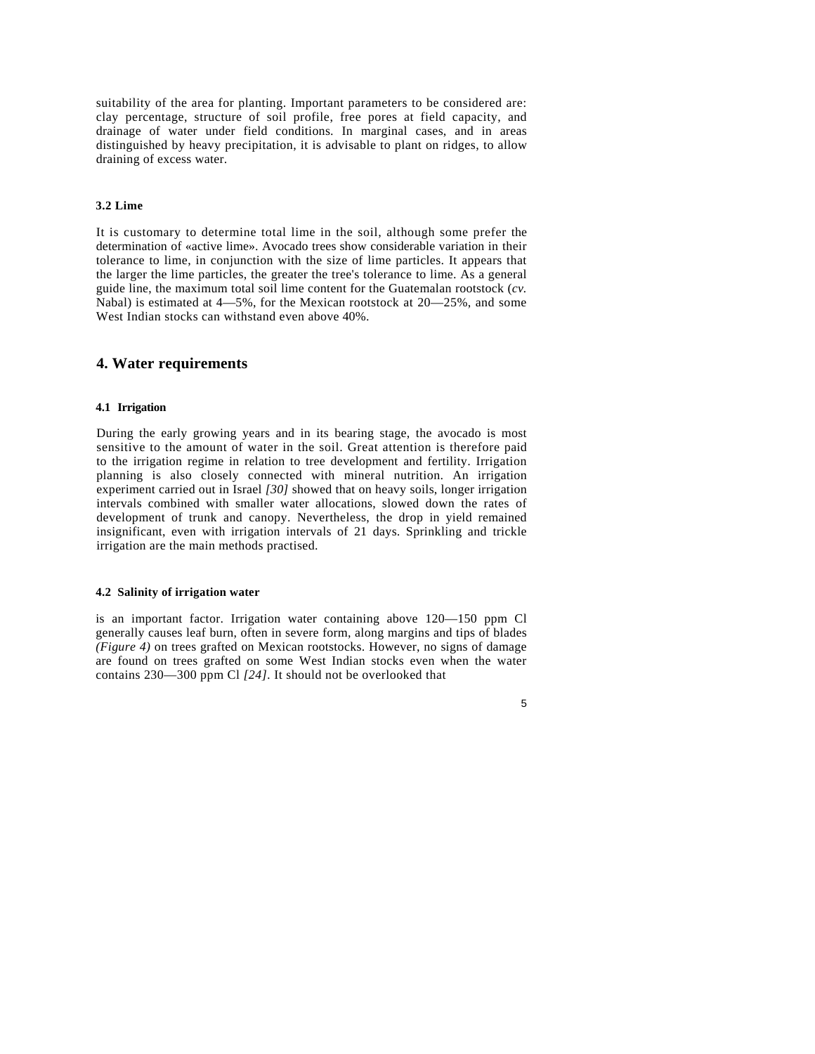suitability of the area for planting. Important parameters to be considered are: clay percentage, structure of soil profile, free pores at field capacity, and drainage of water under field conditions. In marginal cases, and in areas distinguished by heavy precipitation, it is advisable to plant on ridges, to allow draining of excess water.

### 3.2 Lime

It is customary to determine total lime in the soil, although some prefer the determination of «active lime». Avocado trees show considerable variation in their tolerance to lime, in conjunction with the size of lime particles. It appears that the larger the lime particles, the greater the tree's tolerance to lime. As a general guide line, the maximum total soil lime content for the Guatemalan rootstock (*cv.* Nabal) is estimated at 4—5%, for the Mexican rootstock at 20—25%, and some West Indian stocks can withstand even above 40%.

## 4. Water requirements

### 4.1 Irrigation

During the early growing years and in its bearing stage, the avocado is most sensitive to the amount of water in the soil. Great attention is therefore paid to the irrigation regime in relation to tree development and fertility. Irrigation planning is also closely connected with mineral nutrition. An irrigation experiment carried out in Israel *[30]* showed that on heavy soils, longer irrigation intervals combined with smaller water allocations, slowed down the rates of development of trunk and canopy. Nevertheless, the drop in yield remained insignificant, even with irrigation intervals of 21 days. Sprinkling and trickle irrigation are the main methods practised.

### 4.2 Salinity of irrigation water

is an important factor. Irrigation water containing above 120—150 ppm Cl generally causes leaf burn, often in severe form, along margins and tips of blades *(Figure 4)* on trees grafted on Mexican rootstocks. However, no signs of damage are found on trees grafted on some West Indian stocks even when the water contains 230—300 ppm Cl *[24]*. It should not be overlooked that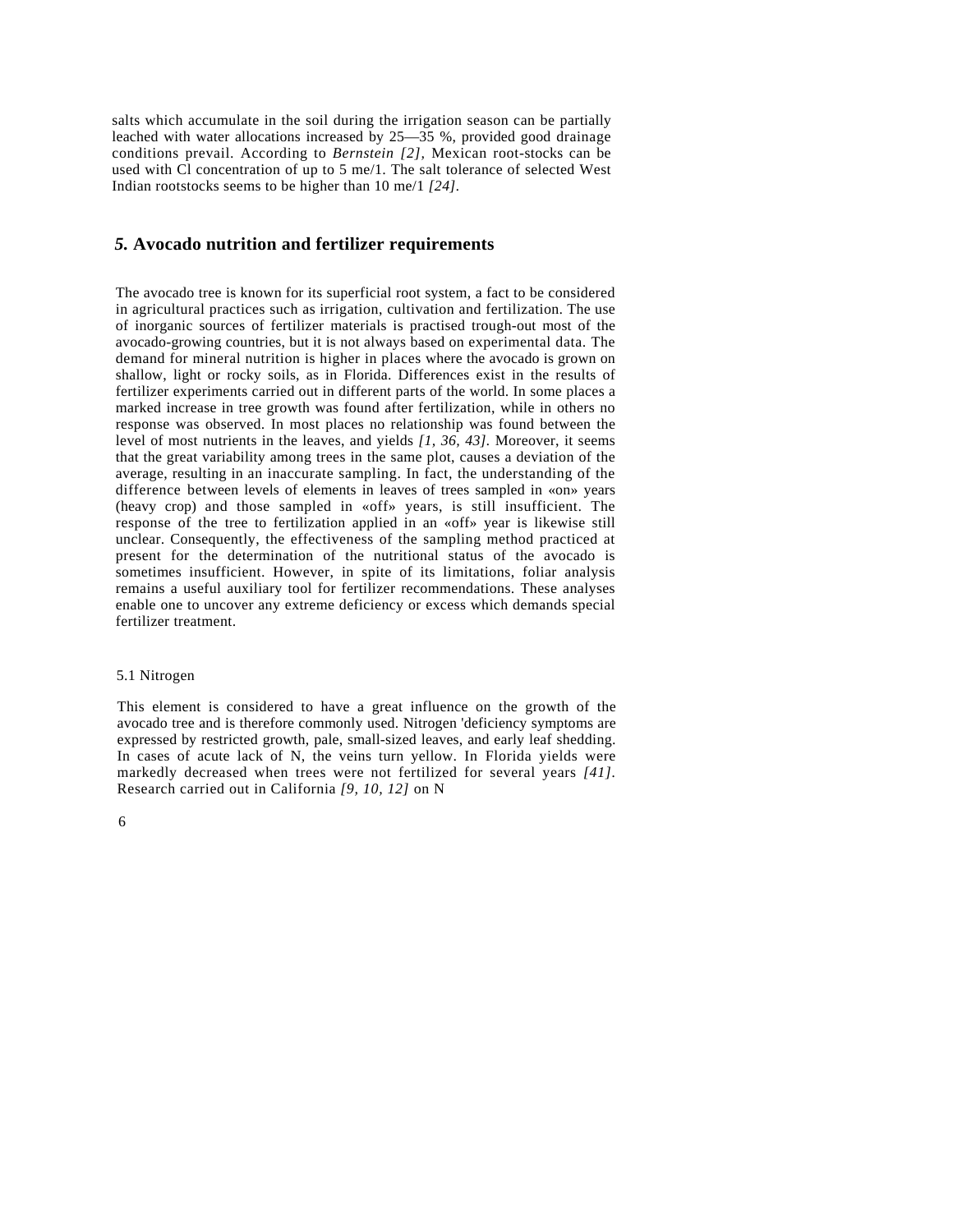salts which accumulate in the soil during the irrigation season can be partially leached with water allocations increased by 25—35 %, provided good drainage conditions prevail. According to *Bernstein [2],* Mexican root-stocks can be used with Cl concentration of up to 5 me/1. The salt tolerance of selected West Indian rootstocks seems to be higher than 10 me/1 *[24]*.

## *5.* Avocado nutrition and fertilizer requirements

The avocado tree is known for its superficial root system, a fact to be considered in agricultural practices such as irrigation, cultivation and fertilization. The use of inorganic sources of fertilizer materials is practised trough-out most of the avocado-growing countries, but it is not always based on experimental data. The demand for mineral nutrition is higher in places where the avocado is grown on shallow, light or rocky soils, as in Florida. Differences exist in the results of fertilizer experiments carried out in different parts of the world. In some places a marked increase in tree growth was found after fertilization, while in others no response was observed. In most places no relationship was found between the level of most nutrients in the leaves, and yields *[1, 36, 43]*. Moreover, it seems that the great variability among trees in the same plot, causes a deviation of the average, resulting in an inaccurate sampling. In fact, the understanding of the difference between levels of elements in leaves of trees sampled in «on» years (heavy crop) and those sampled in «off» years, is still insufficient. The response of the tree to fertilization applied in an «off» year is likewise still unclear. Consequently, the effectiveness of the sampling method practiced at present for the determination of the nutritional status of the avocado is sometimes insufficient. However, in spite of its limitations, foliar analysis remains a useful auxiliary tool for fertilizer recommendations. These analyses enable one to uncover any extreme deficiency or excess which demands special fertilizer treatment.

### 5.1 Nitrogen

This element is considered to have a great influence on the growth of the avocado tree and is therefore commonly used. Nitrogen 'deficiency symptoms are expressed by restricted growth, pale, small-sized leaves, and early leaf shedding. In cases of acute lack of N, the veins turn yellow. In Florida yields were markedly decreased when trees were not fertilized for several years *[41]*. Research carried out in California *[9, 10, 12]* on N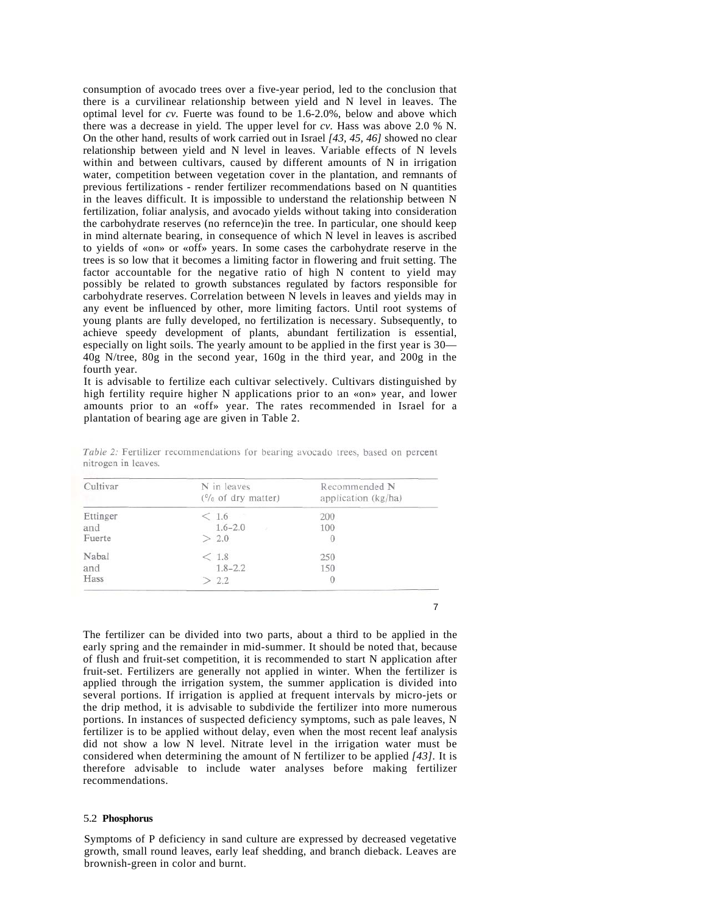consumption of avocado trees over a five-year period, led to the conclusion that there is a curvilinear relationship between yield and N level in leaves. The optimal level for *cv.* Fuerte was found to be 1.6-2.0%, below and above which there was a decrease in yield. The upper level for *cv.* Hass was above 2.0 % N. On the other hand, results of work carried out in Israel *[43, 45, 46]* showed no clear relationship between yield and N level in leaves. Variable effects of N levels within and between cultivars, caused by different amounts of N in irrigation water, competition between vegetation cover in the plantation, and remnants of previous fertilizations - render fertilizer recommendations based on N quantities in the leaves difficult. It is impossible to understand the relationship between N fertilization, foliar analysis, and avocado yields without taking into consideration the carbohydrate reserves (no refernce)in the tree. In particular, one should keep in mind alternate bearing, in consequence of which N level in leaves is ascribed to yields of «on» or «off» years. In some cases the carbohydrate reserve in the trees is so low that it becomes a limiting factor in flowering and fruit setting. The factor accountable for the negative ratio of high N content to yield may possibly be related to growth substances regulated by factors responsible for carbohydrate reserves. Correlation between N levels in leaves and yields may in any event be influenced by other, more limiting factors. Until root systems of young plants are fully developed, no fertilization is necessary. Subsequently, to achieve speedy development of plants, abundant fertilization is essential, especially on light soils. The yearly amount to be applied in the first year is 30—40g N/tree, 80g in the second year, 160g in the third year, and 200g in the fourth year.

It is advisable to fertilize each cultivar selectively. Cultivars distinguished by high fertility require higher N applications prior to an «on» year, and lower amounts prior to an «off» year. The rates recommended in Israel for a plantation of bearing age are given in Table 2.

*Table 2:* Fertilizer recommendations for bearing avocado trees, based on percent nitrogen in leaves.

| Cultivar | N in leaves (% of dry matter) | Recommended N application (kg/ha) |
|---|---|---|
| Ettinger | < 1.6 | 200 |
| and | 1.6–2.0 | 100 |
| Fuerte | > 2.0 | 0 |
| Nabal | < 1.8 | 250 |
| and | 1.8–2.2 | 150 |
| Hass | > 2.2 | 0 |

The fertilizer can be divided into two parts, about a third to be applied in the early spring and the remainder in mid-summer. It should be noted that, because of flush and fruit-set competition, it is recommended to start N application after fruit-set. Fertilizers are generally not applied in winter. When the fertilizer is applied through the irrigation system, the summer application is divided into several portions. If irrigation is applied at frequent intervals by micro-jets or the drip method, it is advisable to subdivide the fertilizer into more numerous portions. In instances of suspected deficiency symptoms, such as pale leaves, N fertilizer is to be applied without delay, even when the most recent leaf analysis did not show a low N level. Nitrate level in the irrigation water must be considered when determining the amount of N fertilizer to be applied *[43]*. It is therefore advisable to include water analyses before making fertilizer recommendations.

### 5.2 **Phosphorus**

Symptoms of P deficiency in sand culture are expressed by decreased vegetative growth, small round leaves, early leaf shedding, and branch dieback. Leaves are brownish-green in color and burnt.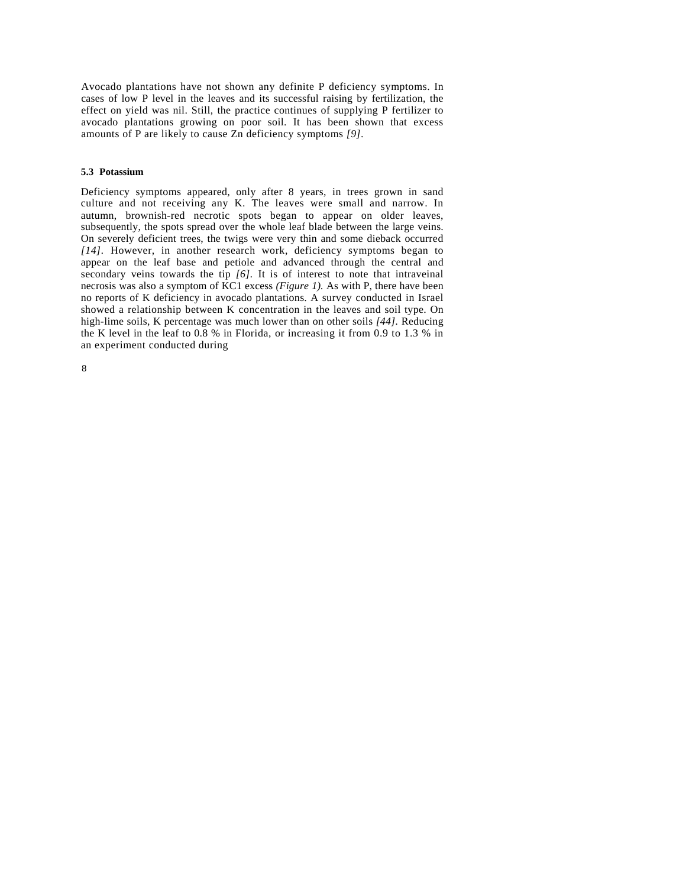Avocado plantations have not shown any definite P deficiency symptoms. In cases of low P level in the leaves and its successful raising by fertilization, the effect on yield was nil. Still, the practice continues of supplying P fertilizer to avocado plantations growing on poor soil. It has been shown that excess amounts of P are likely to cause Zn deficiency symptoms *[9]*.

### 5.3 Potassium

Deficiency symptoms appeared, only after 8 years, in trees grown in sand culture and not receiving any K. The leaves were small and narrow. In autumn, brownish-red necrotic spots began to appear on older leaves, subsequently, the spots spread over the whole leaf blade between the large veins. On severely deficient trees, the twigs were very thin and some dieback occurred *[14]*. However, in another research work, deficiency symptoms began to appear on the leaf base and petiole and advanced through the central and secondary veins towards the tip *[6]*. It is of interest to note that intraveinal necrosis was also a symptom of KC1 excess *(Figure 1)*. As with P, there have been no reports of K deficiency in avocado plantations. A survey conducted in Israel showed a relationship between K concentration in the leaves and soil type. On high-lime soils, K percentage was much lower than on other soils *[44]*. Reducing the K level in the leaf to 0.8 % in Florida, or increasing it from 0.9 to 1.3 % in an experiment conducted during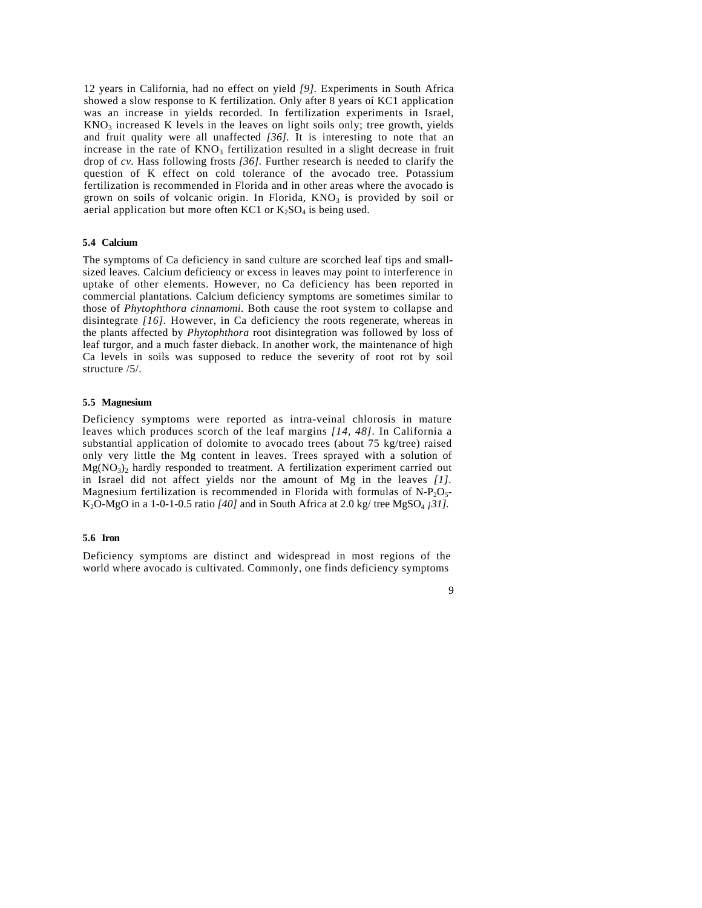12 years in California, had no effect on yield *[9]*. Experiments in South Africa showed a slow response to K fertilization. Only after 8 years oí KC1 application was an increase in yields recorded. In fertilization experiments in Israel, $KNO_3$ increased K levels in the leaves on light soils only; tree growth, yields and fruit quality were all unaffected *[36]*. It is interesting to note that an increase in the rate of $KNO_3$ fertilization resulted in a slight decrease in fruit drop of *cv.* Hass following frosts *[36]*. Further research is needed to clarify the question of K effect on cold tolerance of the avocado tree. Potassium fertilization is recommended in Florida and in other areas where the avocado is grown on soils of volcanic origin. In Florida, $KNO_3$ is provided by soil or aerial application but more often KC1 or $K_2SO_4$ is being used.

### 5.4 Calcium

The symptoms of Ca deficiency in sand culture are scorched leaf tips and small-sized leaves. Calcium deficiency or excess in leaves may point to interference in uptake of other elements. However, no Ca deficiency has been reported in commercial plantations. Calcium deficiency symptoms are sometimes similar to those of *Phytophthora cinnamomi.* Both cause the root system to collapse and disintegrate *[16]*. However, in Ca deficiency the roots regenerate, whereas in the plants affected by *Phytophthora* root disintegration was followed by loss of leaf turgor, and a much faster dieback. In another work, the maintenance of high Ca levels in soils was supposed to reduce the severity of root rot by soil structure /5/.

### 5.5 Magnesium

Deficiency symptoms were reported as intra-veinal chlorosis in mature leaves which produces scorch of the leaf margins *[14, 48]*. In California a substantial application of dolomite to avocado trees (about 75 kg/tree) raised only very little the Mg content in leaves. Trees sprayed with a solution of $Mg(NO_3)_2$ hardly responded to treatment. A fertilization experiment carried out in Israel did not affect yields nor the amount of Mg in the leaves *[1]*. Magnesium fertilization is recommended in Florida with formulas of N-$P_2O_5$-$K_2O$-MgO in a 1-0-1-0.5 ratio *[40]* and in South Africa at 2.0 kg/ tree $MgSO_4$ *¡31]*.

### 5.6 Iron

Deficiency symptoms are distinct and widespread in most regions of the world where avocado is cultivated. Commonly, one finds deficiency symptoms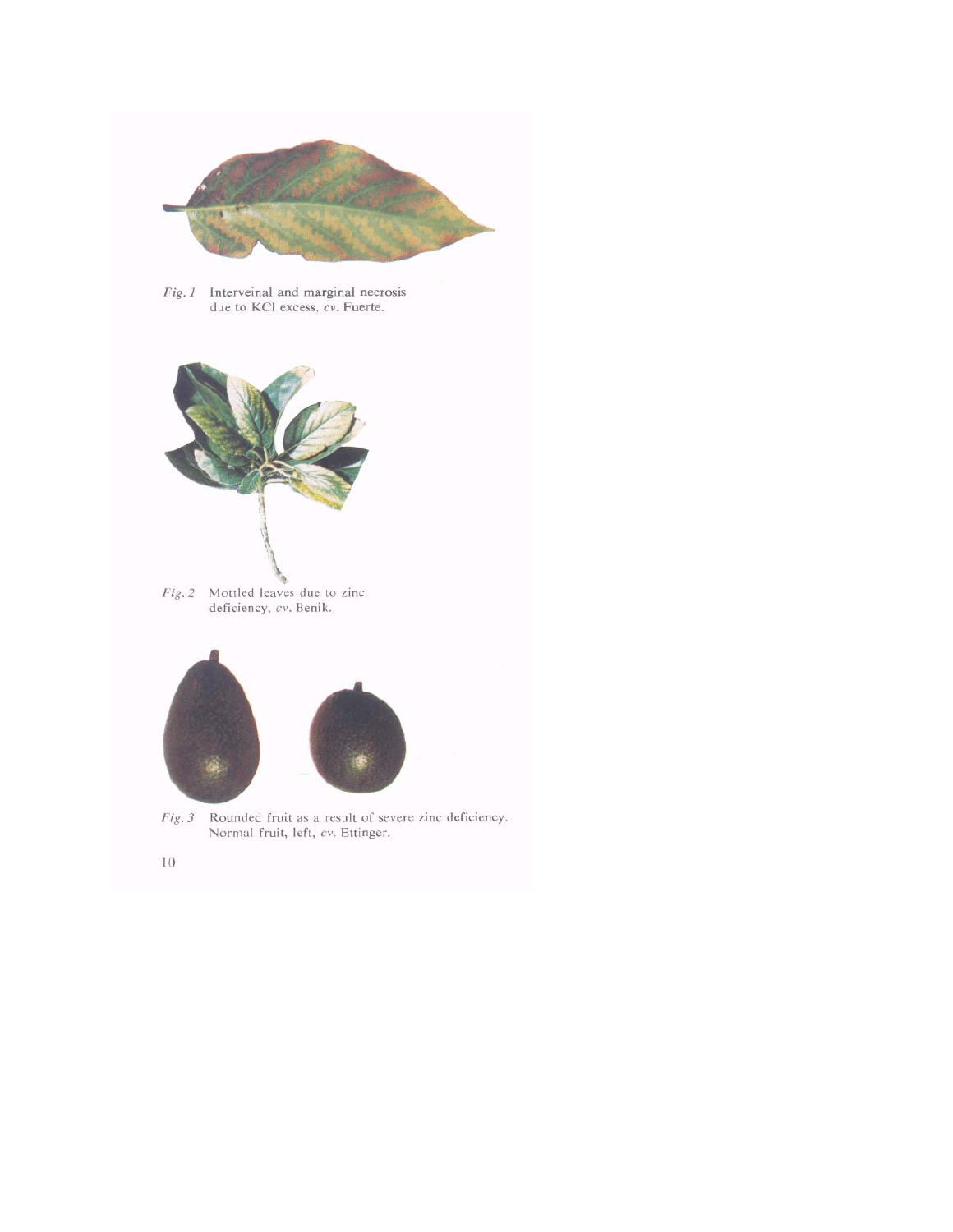*Fig. 1* Interveinal and marginal necrosis due to KCl excess, *cv.* Fuerte.

*Fig. 2* Mottled leaves due to zinc deficiency, *cv.* Benik.

*Fig. 3* Rounded fruit as a result of severe zinc deficiency. Normal fruit, left, *cv.* Ettinger.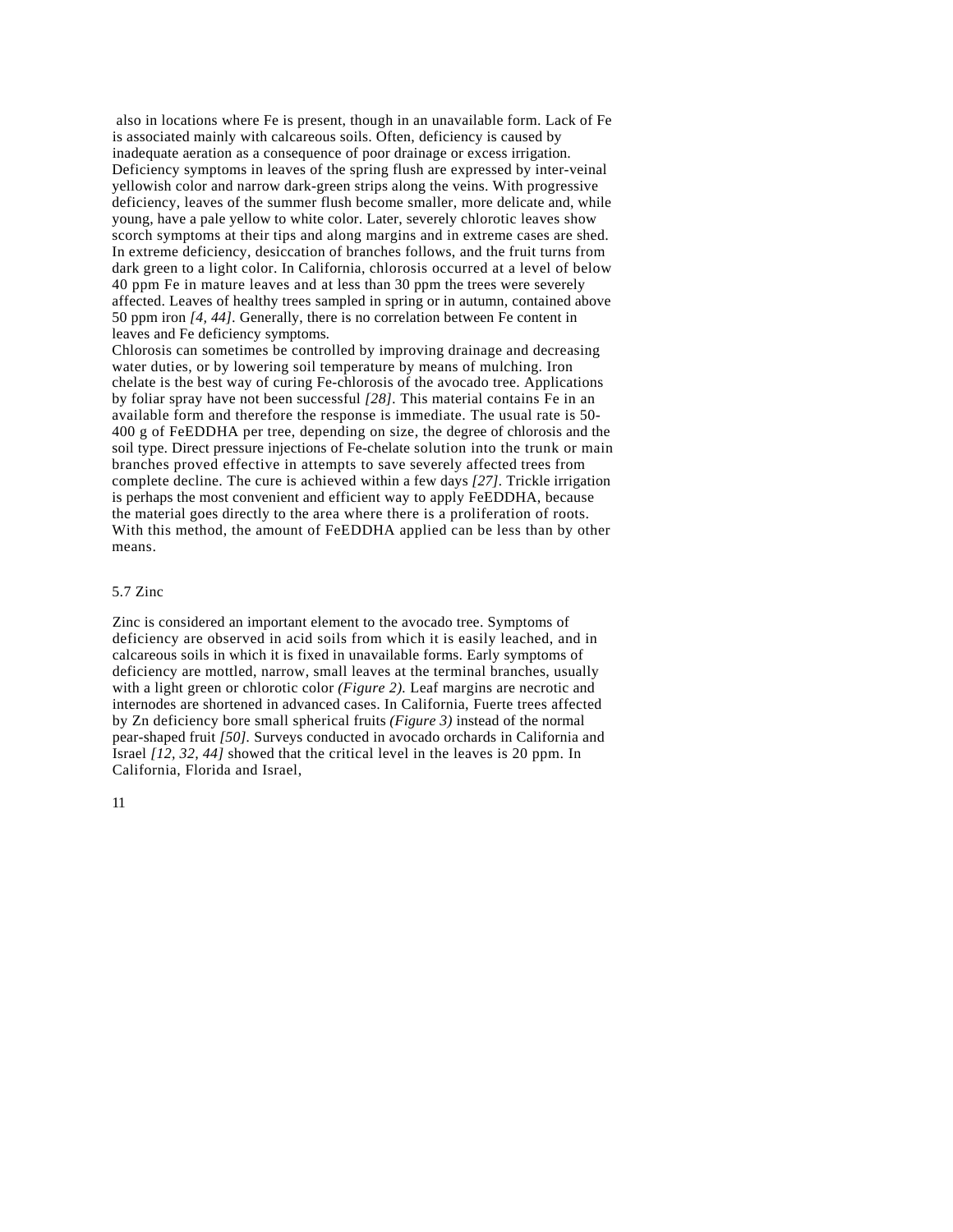also in locations where Fe is present, though in an unavailable form. Lack of Fe is associated mainly with calcareous soils. Often, deficiency is caused by inadequate aeration as a consequence of poor drainage or excess irrigation. Deficiency symptoms in leaves of the spring flush are expressed by inter-veinal yellowish color and narrow dark-green strips along the veins. With progressive deficiency, leaves of the summer flush become smaller, more delicate and, while young, have a pale yellow to white color. Later, severely chlorotic leaves show scorch symptoms at their tips and along margins and in extreme cases are shed. In extreme deficiency, desiccation of branches follows, and the fruit turns from dark green to a light color. In California, chlorosis occurred at a level of below 40 ppm Fe in mature leaves and at less than 30 ppm the trees were severely affected. Leaves of healthy trees sampled in spring or in autumn, contained above 50 ppm iron *[4, 44]*. Generally, there is no correlation between Fe content in leaves and Fe deficiency symptoms.

Chlorosis can sometimes be controlled by improving drainage and decreasing water duties, or by lowering soil temperature by means of mulching. Iron chelate is the best way of curing Fe-chlorosis of the avocado tree. Applications by foliar spray have not been successful *[28]*. This material contains Fe in an available form and therefore the response is immediate. The usual rate is 50-400 g of FeEDDHA per tree, depending on size, the degree of chlorosis and the soil type. Direct pressure injections of Fe-chelate solution into the trunk or main branches proved effective in attempts to save severely affected trees from complete decline. The cure is achieved within a few days *[27]*. Trickle irrigation is perhaps the most convenient and efficient way to apply FeEDDHA, because the material goes directly to the area where there is a proliferation of roots. With this method, the amount of FeEDDHA applied can be less than by other means.

## 5.7 Zinc

Zinc is considered an important element to the avocado tree. Symptoms of deficiency are observed in acid soils from which it is easily leached, and in calcareous soils in which it is fixed in unavailable forms. Early symptoms of deficiency are mottled, narrow, small leaves at the terminal branches, usually with a light green or chlorotic color *(Figure 2)*. Leaf margins are necrotic and internodes are shortened in advanced cases. In California, Fuerte trees affected by Zn deficiency bore small spherical fruits *(Figure 3)* instead of the normal pear-shaped fruit *[50]*. Surveys conducted in avocado orchards in California and Israel *[12, 32, 44]* showed that the critical level in the leaves is 20 ppm. In California, Florida and Israel,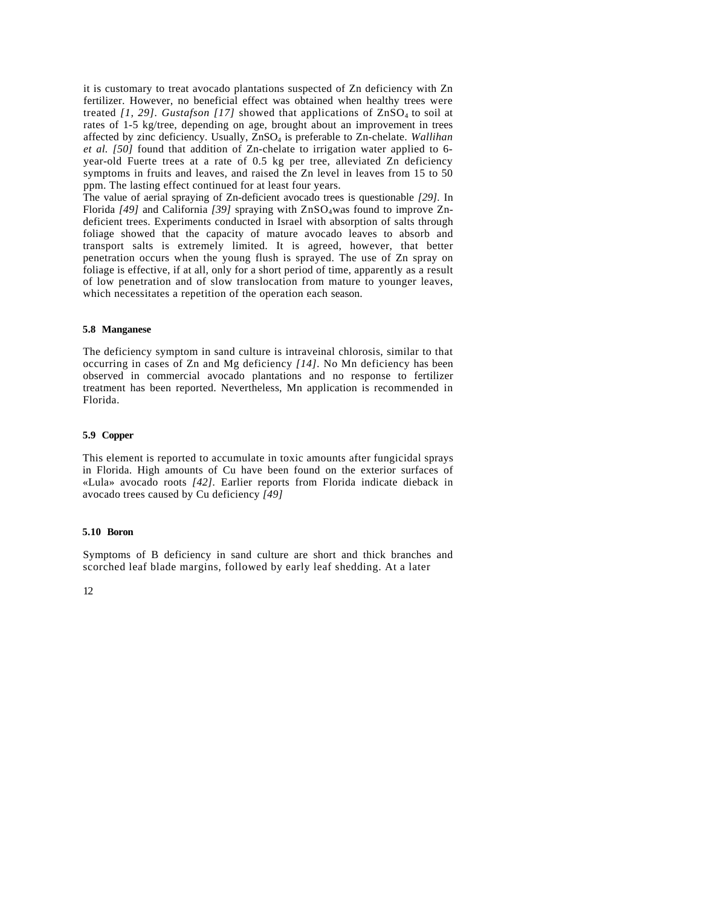it is customary to treat avocado plantations suspected of Zn deficiency with Zn fertilizer. However, no beneficial effect was obtained when healthy trees were treated *[1, 29]*. *Gustafson [17]* showed that applications of $ZnSO_4$ to soil at rates of 1-5 kg/tree, depending on age, brought about an improvement in trees affected by zinc deficiency. Usually, $ZnSO_4$ is preferable to Zn-chelate. *Wallihan et al. [50]* found that addition of Zn-chelate to irrigation water applied to 6-year-old Fuerte trees at a rate of 0.5 kg per tree, alleviated Zn deficiency symptoms in fruits and leaves, and raised the Zn level in leaves from 15 to 50 ppm. The lasting effect continued for at least four years.

The value of aerial spraying of Zn-deficient avocado trees is questionable *[29]*. In Florida *[49]* and California *[39]* spraying with $ZnSO_4$was found to improve Zn-deficient trees. Experiments conducted in Israel with absorption of salts through foliage showed that the capacity of mature avocado leaves to absorb and transport salts is extremely limited. It is agreed, however, that better penetration occurs when the young flush is sprayed. The use of Zn spray on foliage is effective, if at all, only for a short period of time, apparently as a result of low penetration and of slow translocation from mature to younger leaves, which necessitates a repetition of the operation each season.

### 5.8 Manganese

The deficiency symptom in sand culture is intraveinal chlorosis, similar to that occurring in cases of Zn and Mg deficiency *[14]*. No Mn deficiency has been observed in commercial avocado plantations and no response to fertilizer treatment has been reported. Nevertheless, Mn application is recommended in Florida.

### 5.9 Copper

This element is reported to accumulate in toxic amounts after fungicidal sprays in Florida. High amounts of Cu have been found on the exterior surfaces of «Lula» avocado roots *[42]*. Earlier reports from Florida indicate dieback in avocado trees caused by Cu deficiency *[49]*

### 5.10 Boron

Symptoms of B deficiency in sand culture are short and thick branches and scorched leaf blade margins, followed by early leaf shedding. At a later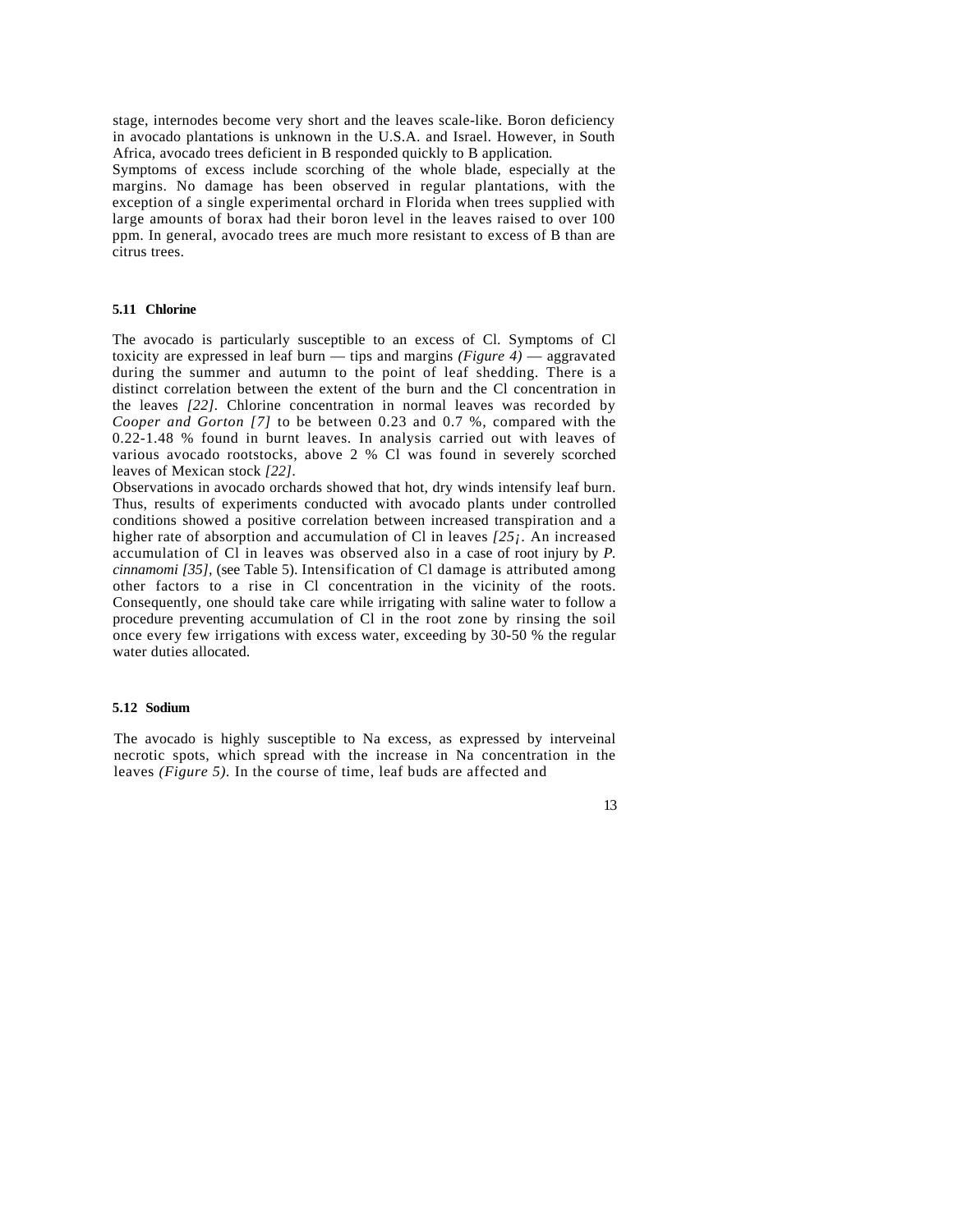stage, internodes become very short and the leaves scale-like. Boron deficiency in avocado plantations is unknown in the U.S.A. and Israel. However, in South Africa, avocado trees deficient in B responded quickly to B application.

Symptoms of excess include scorching of the whole blade, especially at the margins. No damage has been observed in regular plantations, with the exception of a single experimental orchard in Florida when trees supplied with large amounts of borax had their boron level in the leaves raised to over 100 ppm. In general, avocado trees are much more resistant to excess of B than are citrus trees.

### 5.11 Chlorine

The avocado is particularly susceptible to an excess of Cl. Symptoms of Cl toxicity are expressed in leaf burn — tips and margins *(Figure 4)* — aggravated during the summer and autumn to the point of leaf shedding. There is a distinct correlation between the extent of the burn and the Cl concentration in the leaves *[22]*. Chlorine concentration in normal leaves was recorded by *Cooper and Gorton [7]* to be between 0.23 and 0.7 %, compared with the 0.22-1.48 % found in burnt leaves. In analysis carried out with leaves of various avocado rootstocks, above 2 % Cl was found in severely scorched leaves of Mexican stock *[22]*.

Observations in avocado orchards showed that hot, dry winds intensify leaf burn. Thus, results of experiments conducted with avocado plants under controlled conditions showed a positive correlation between increased transpiration and a higher rate of absorption and accumulation of Cl in leaves *[25¡*. An increased accumulation of Cl in leaves was observed also in a case of root injury by *P. cinnamomi [35]*, (see Table 5). Intensification of Cl damage is attributed among other factors to a rise in Cl concentration in the vicinity of the roots. Consequently, one should take care while irrigating with saline water to follow a procedure preventing accumulation of Cl in the root zone by rinsing the soil once every few irrigations with excess water, exceeding by 30-50 % the regular water duties allocated.

### 5.12 Sodium

The avocado is highly susceptible to Na excess, as expressed by interveinal necrotic spots, which spread with the increase in Na concentration in the leaves *(Figure 5)*. In the course of time, leaf buds are affected and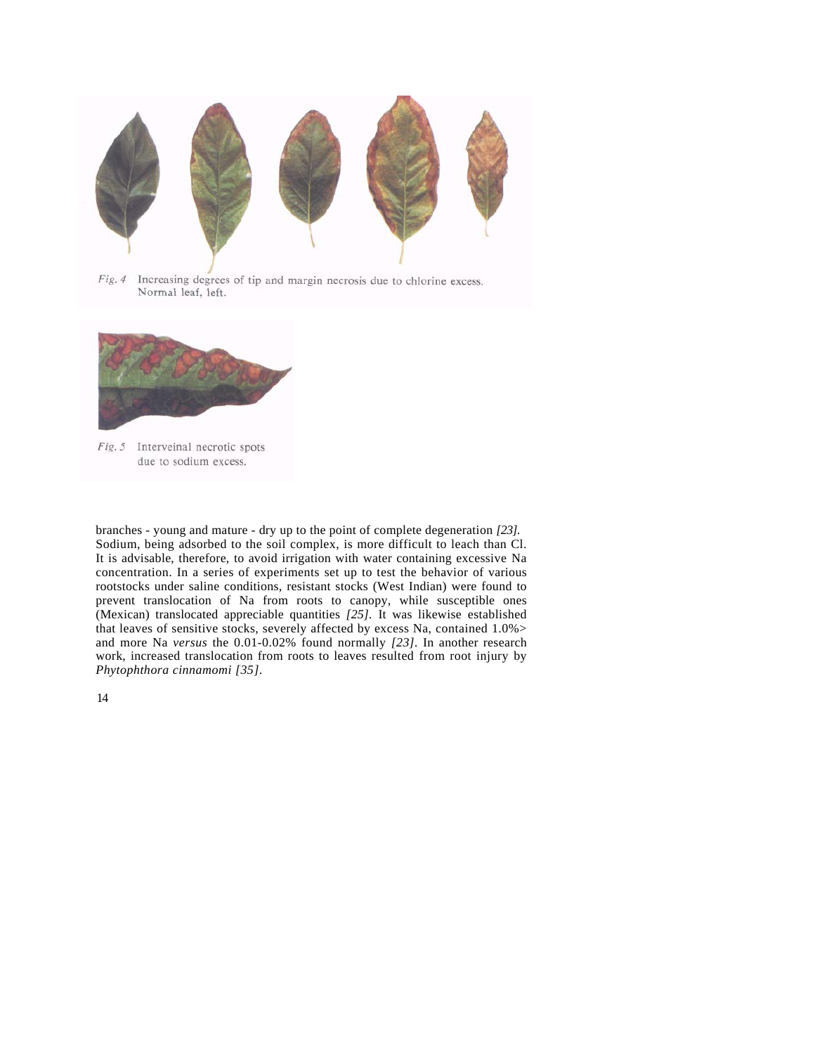Fig. 4 Increasing degrees of tip and margin necrosis due to chlorine excess. Normal leaf, left.

Fig. 5 Interveinal necrotic spots due to sodium excess.

branches - young and mature - dry up to the point of complete degeneration *[23].* Sodium, being adsorbed to the soil complex, is more difficult to leach than Cl. It is advisable, therefore, to avoid irrigation with water containing excessive Na concentration. In a series of experiments set up to test the behavior of various rootstocks under saline conditions, resistant stocks (West Indian) were found to prevent translocation of Na from roots to canopy, while susceptible ones (Mexican) translocated appreciable quantities *[25]*. It was likewise established that leaves of sensitive stocks, severely affected by excess Na, contained 1.0%> and more Na *versus* the 0.01-0.02% found normally *[23]*. In another research work, increased translocation from roots to leaves resulted from root injury by *Phytophthora cinnamomi [35]*.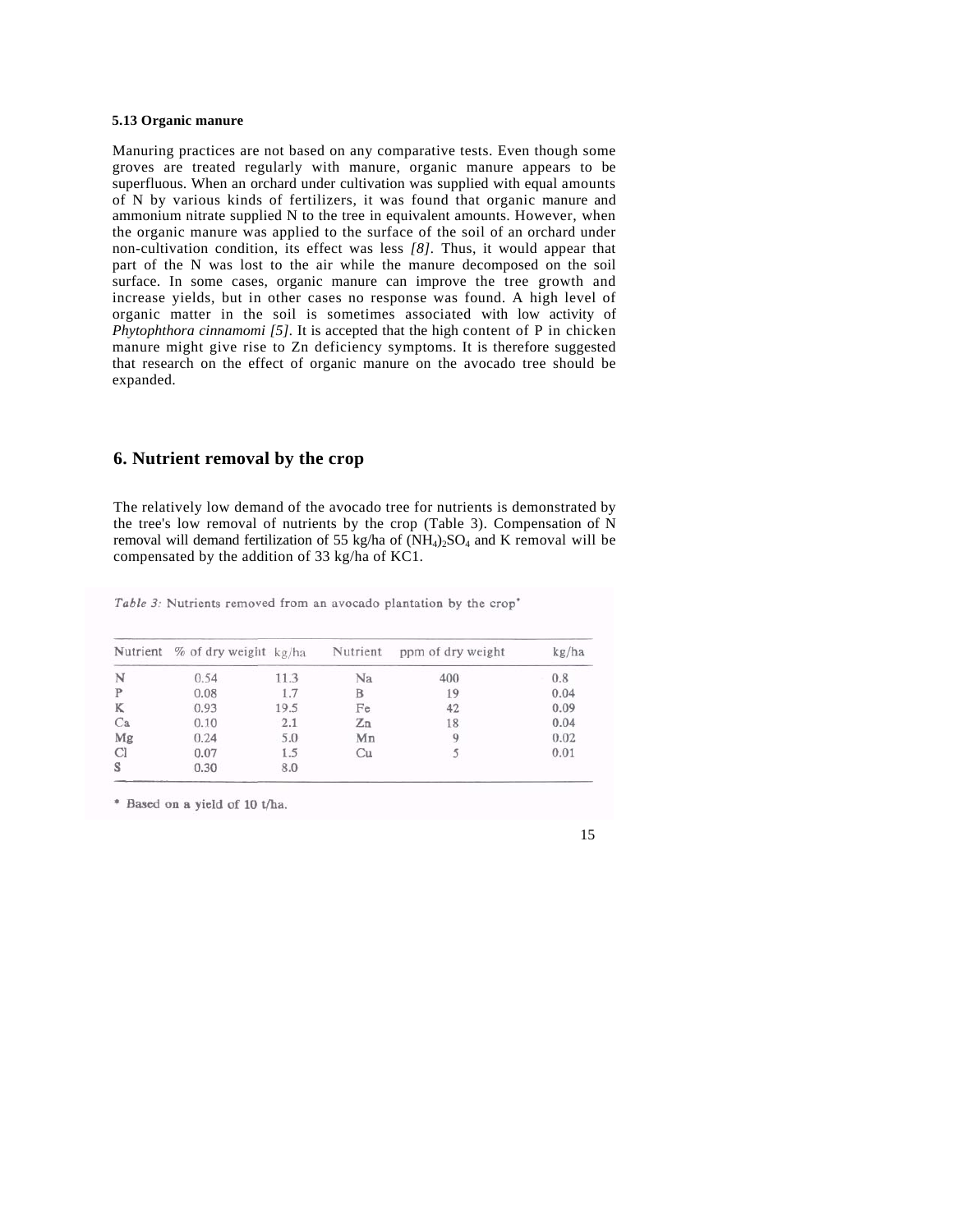### 5.13 Organic manure

Manuring practices are not based on any comparative tests. Even though some groves are treated regularly with manure, organic manure appears to be superfluous. When an orchard under cultivation was supplied with equal amounts of N by various kinds of fertilizers, it was found that organic manure and ammonium nitrate supplied N to the tree in equivalent amounts. However, when the organic manure was applied to the surface of the soil of an orchard under non-cultivation condition, its effect was less *[8]*. Thus, it would appear that part of the N was lost to the air while the manure decomposed on the soil surface. In some cases, organic manure can improve the tree growth and increase yields, but in other cases no response was found. A high level of organic matter in the soil is sometimes associated with low activity of *Phytophthora cinnamomi [5]*. It is accepted that the high content of P in chicken manure might give rise to Zn deficiency symptoms. It is therefore suggested that research on the effect of organic manure on the avocado tree should be expanded.

## 6. Nutrient removal by the crop

The relatively low demand of the avocado tree for nutrients is demonstrated by the tree's low removal of nutrients by the crop (Table 3). Compensation of N removal will demand fertilization of 55 kg/ha of $(NH_4)_2SO_4$ and K removal will be compensated by the addition of 33 kg/ha of KC1.

*Table 3:* Nutrients removed from an avocado plantation by the crop*

| Nutrient | % of dry weight | kg/ha | Nutrient | ppm of dry weight | kg/ha |
|---|---|---|---|---|---|
| N | 0.54 | 11.3 | Na | 400 | 0.8 |
| P | 0.08 | 1.7 | B | 19 | 0.04 |
| K | 0.93 | 19.5 | Fe | 42 | 0.09 |
| Ca | 0.10 | 2.1 | Zn | 18 | 0.04 |
| Mg | 0.24 | 5.0 | Mn | 9 | 0.02 |
| Cl | 0.07 | 1.5 | Cu | 5 | 0.01 |
| S | 0.30 | 8.0 | | | |

\* Based on a yield of 10 t/ha.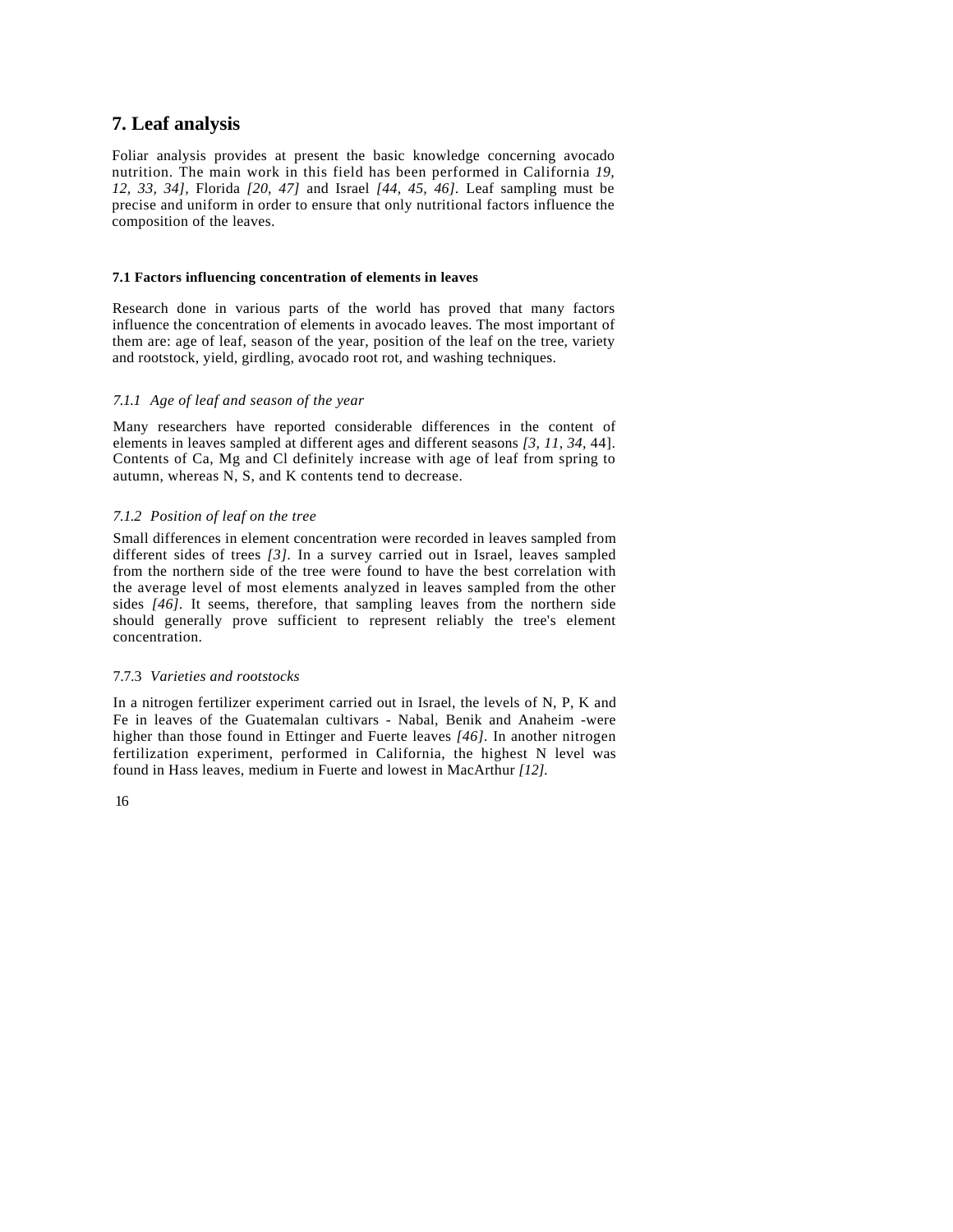# 7. Leaf analysis

Foliar analysis provides at present the basic knowledge concerning avocado nutrition. The main work in this field has been performed in California *19, 12, 33, 34],* Florida *[20, 47]* and Israel *[44, 45, 46].* Leaf sampling must be precise and uniform in order to ensure that only nutritional factors influence the composition of the leaves.

### 7.1 Factors influencing concentration of elements in leaves

Research done in various parts of the world has proved that many factors influence the concentration of elements in avocado leaves. The most important of them are: age of leaf, season of the year, position of the leaf on the tree, variety and rootstock, yield, girdling, avocado root rot, and washing techniques.

#### *7.1.1 Age of leaf and season of the year*

Many researchers have reported considerable differences in the content of elements in leaves sampled at different ages and different seasons *[3, 11, 34,* 44]. Contents of Ca, Mg and Cl definitely increase with age of leaf from spring to autumn, whereas N, S, and K contents tend to decrease.

#### *7.1.2 Position of leaf on the tree*

Small differences in element concentration were recorded in leaves sampled from different sides of trees *[3].* In a survey carried out in Israel, leaves sampled from the northern side of the tree were found to have the best correlation with the average level of most elements analyzed in leaves sampled from the other sides *[46].* It seems, therefore, that sampling leaves from the northern side should generally prove sufficient to represent reliably the tree's element concentration.

#### 7.7.3 *Varieties and rootstocks*

In a nitrogen fertilizer experiment carried out in Israel, the levels of N, P, K and Fe in leaves of the Guatemalan cultivars - Nabal, Benik and Anaheim -were higher than those found in Ettinger and Fuerte leaves *[46].* In another nitrogen fertilization experiment, performed in California, the highest N level was found in Hass leaves, medium in Fuerte and lowest in MacArthur *[12].*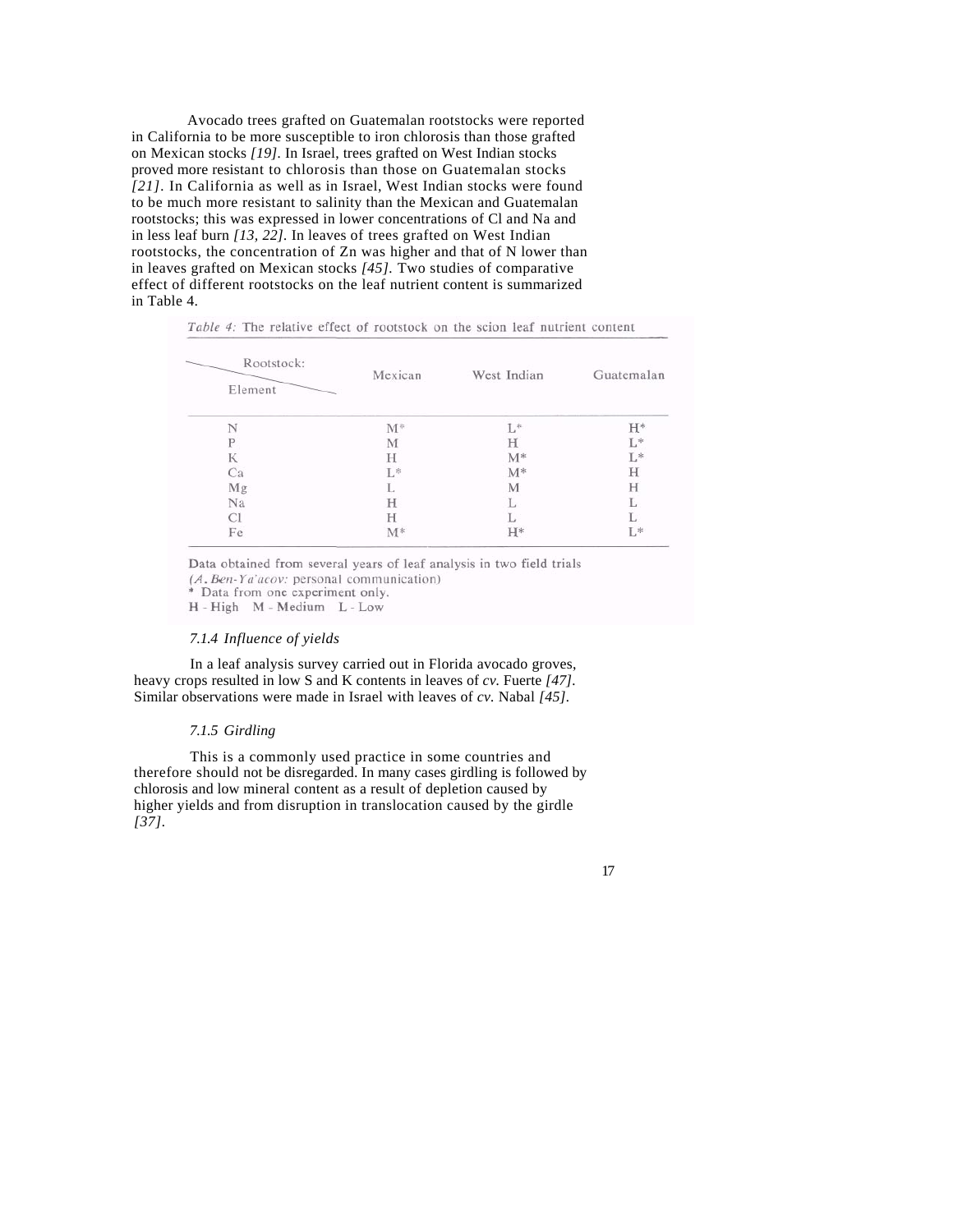Avocado trees grafted on Guatemalan rootstocks were reported in California to be more susceptible to iron chlorosis than those grafted on Mexican stocks *[19]*. In Israel, trees grafted on West Indian stocks proved more resistant to chlorosis than those on Guatemalan stocks *[21]*. In California as well as in Israel, West Indian stocks were found to be much more resistant to salinity than the Mexican and Guatemalan rootstocks; this was expressed in lower concentrations of Cl and Na and in less leaf burn *[13, 22]*. In leaves of trees grafted on West Indian rootstocks, the concentration of Zn was higher and that of N lower than in leaves grafted on Mexican stocks *[45]*. Two studies of comparative effect of different rootstocks on the leaf nutrient content is summarized in Table 4.

*Table 4:* The relative effect of rootstock on the scion leaf nutrient content

| Rootstock: / Element | Mexican | West Indian | Guatemalan |
|---|---|---|---|
| N | M* | L* | H* |
| P | M | H | L* |
| K | H | M* | L* |
| Ca | L* | M* | H |
| Mg | L | M | H |
| Na | H | L | L |
| Cl | H | L | L |
| Fe | M* | H* | L* |

Data obtained from several years of leaf analysis in two field trials (*A. Ben-Ya'acov:* personal communication)
\* Data from one experiment only.
H - High M - Medium L - Low

#### *7.1.4 Influence of yields*

In a leaf analysis survey carried out in Florida avocado groves, heavy crops resulted in low S and K contents in leaves of *cv.* Fuerte *[47]*. Similar observations were made in Israel with leaves of *cv.* Nabal *[45]*.

#### *7.1.5 Girdling*

This is a commonly used practice in some countries and therefore should not be disregarded. In many cases girdling is followed by chlorosis and low mineral content as a result of depletion caused by higher yields and from disruption in translocation caused by the girdle *[37]*.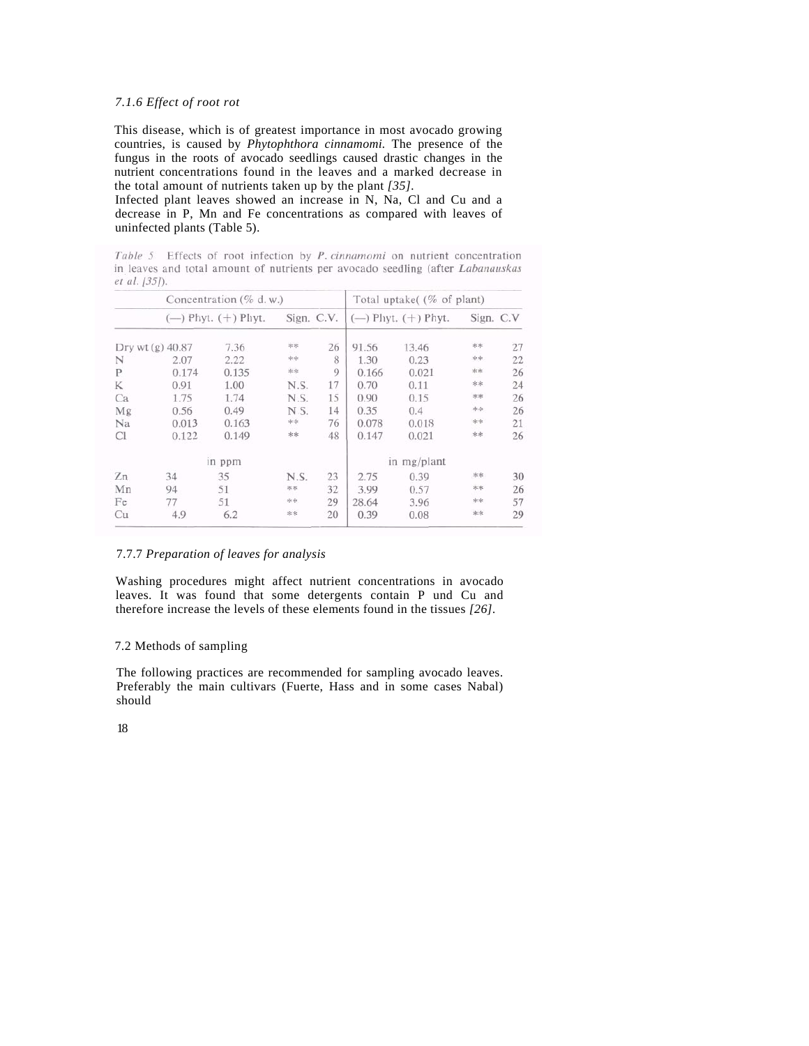### *7.1.6 Effect of root rot*

This disease, which is of greatest importance in most avocado growing countries, is caused by *Phytophthora cinnamomi.* The presence of the fungus in the roots of avocado seedlings caused drastic changes in the nutrient concentrations found in the leaves and a marked decrease in the total amount of nutrients taken up by the plant *[35]*.

Infected plant leaves showed an increase in N, Na, Cl and Cu and a decrease in P, Mn and Fe concentrations as compared with leaves of uninfected plants (Table 5).

*Table 5* Effects of root infection by *P. cinnamomi* on nutrient concentration in leaves and total amount of nutrients per avocado seedling (after *Labanauskas et al. [35]*).

| | Concentration (% d. w.) | | | | Total uptake( (% of plant) | | | |
|---|---|---|---|---|---|---|---|---|
| | (—) Phyt. | (+) Phyt. | Sign. | C.V. | (—) Phyt. | (+) Phyt. | Sign. | C.V |
| Dry wt (g) | 40.87 | 7.36 | ** | 26 | 91.56 | 13.46 | ** | 27 |
| N | 2.07 | 2.22 | ** | 8 | 1.30 | 0.23 | ** | 22 |
| P | 0.174 | 0.135 | ** | 9 | 0.166 | 0.021 | ** | 26 |
| K | 0.91 | 1.00 | N.S. | 17 | 0.70 | 0.11 | ** | 24 |
| Ca | 1.75 | 1.74 | N.S. | 15 | 0.90 | 0.15 | ** | 26 |
| Mg | 0.56 | 0.49 | N.S. | 14 | 0.35 | 0.4 | ** | 26 |
| Na | 0.013 | 0.163 | ** | 76 | 0.078 | 0.018 | ** | 21 |
| Cl | 0.122 | 0.149 | ** | 48 | 0.147 | 0.021 | ** | 26 |
| | in ppm | | | | in mg/plant | | | |
| Zn | 34 | 35 | N.S. | 23 | 2.75 | 0.39 | ** | 30 |
| Mn | 94 | 51 | ** | 32 | 3.99 | 0.57 | ** | 26 |
| Fe | 77 | 51 | ** | 29 | 28.64 | 3.96 | ** | 57 |
| Cu | 4.9 | 6.2 | ** | 20 | 0.39 | 0.08 | ** | 29 |

### 7.7.7 *Preparation of leaves for analysis*

Washing procedures might affect nutrient concentrations in avocado leaves. It was found that some detergents contain P und Cu and therefore increase the levels of these elements found in the tissues *[26]*.

## 7.2 Methods of sampling

The following practices are recommended for sampling avocado leaves. Preferably the main cultivars (Fuerte, Hass and in some cases Nabal) should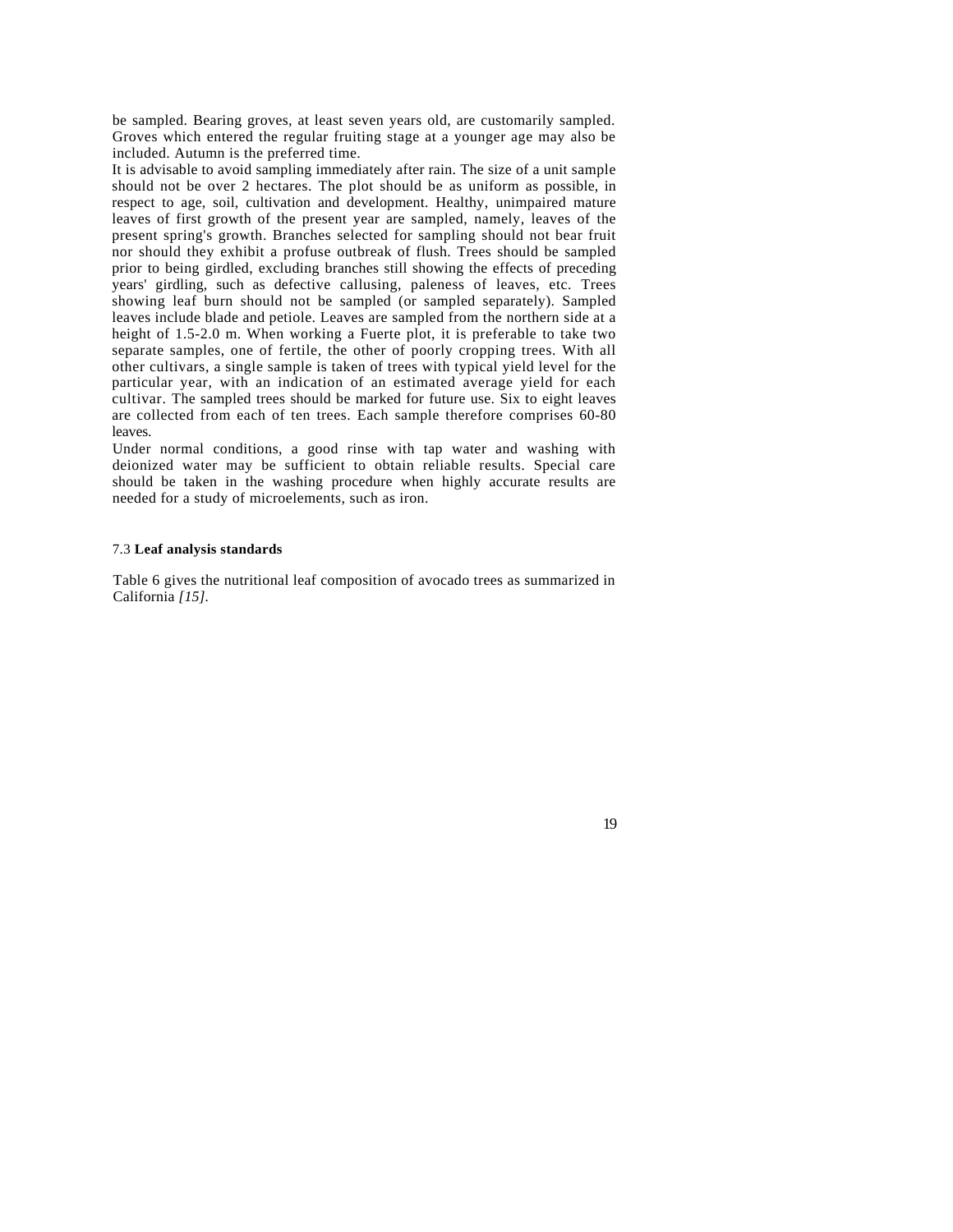be sampled. Bearing groves, at least seven years old, are customarily sampled. Groves which entered the regular fruiting stage at a younger age may also be included. Autumn is the preferred time.

It is advisable to avoid sampling immediately after rain. The size of a unit sample should not be over 2 hectares. The plot should be as uniform as possible, in respect to age, soil, cultivation and development. Healthy, unimpaired mature leaves of first growth of the present year are sampled, namely, leaves of the present spring's growth. Branches selected for sampling should not bear fruit nor should they exhibit a profuse outbreak of flush. Trees should be sampled prior to being girdled, excluding branches still showing the effects of preceding years' girdling, such as defective callusing, paleness of leaves, etc. Trees showing leaf burn should not be sampled (or sampled separately). Sampled leaves include blade and petiole. Leaves are sampled from the northern side at a height of 1.5-2.0 m. When working a Fuerte plot, it is preferable to take two separate samples, one of fertile, the other of poorly cropping trees. With all other cultivars, a single sample is taken of trees with typical yield level for the particular year, with an indication of an estimated average yield for each cultivar. The sampled trees should be marked for future use. Six to eight leaves are collected from each of ten trees. Each sample therefore comprises 60-80 leaves.

Under normal conditions, a good rinse with tap water and washing with deionized water may be sufficient to obtain reliable results. Special care should be taken in the washing procedure when highly accurate results are needed for a study of microelements, such as iron.

### 7.3 **Leaf analysis standards**

Table 6 gives the nutritional leaf composition of avocado trees as summarized in California *[15]*.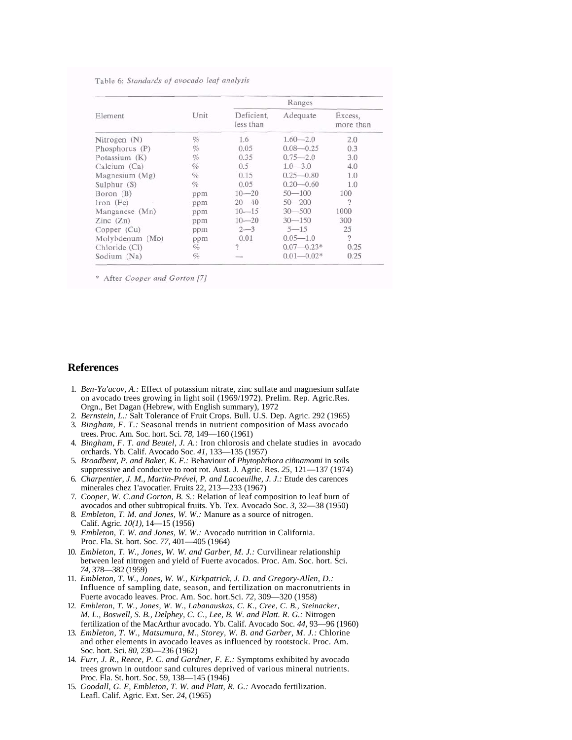Table 6: *Standards of avocado leaf analysis*

| Element | Unit | Ranges | | |
|---|---|---|---|---|
| | | Deficient, less than | Adequate | Excess, more than |
| Nitrogen (N) | % | 1.6 | 1.60—2.0 | 2.0 |
| Phosphorus (P) | % | 0.05 | 0.08—0.25 | 0.3 |
| Potassium (K) | % | 0.35 | 0.75—2.0 | 3.0 |
| Calcium (Ca) | % | 0.5 | 1.0—3.0 | 4.0 |
| Magnesium (Mg) | % | 0.15 | 0.25—0.80 | 1.0 |
| Sulphur (S) | % | 0.05 | 0.20—0.60 | 1.0 |
| Boron (B) | ppm | 10—20 | 50—100 | 100 |
| Iron (Fe) | ppm | 20—40 | 50—200 | ? |
| Manganese (Mn) | ppm | 10—15 | 30—500 | 1000 |
| Zinc (Zn) | ppm | 10—20 | 30—150 | 300 |
| Copper (Cu) | ppm | 2—3 | 5—15 | 25 |
| Molybdenum (Mo) | ppm | 0.01 | 0.05—1.0 | ? |
| Chloride (Cl) | % | ? | 0.07—0.23* | 0.25 |
| Sodium (Na) | % | — | 0.01—0.02* | 0.25 |

\* After *Cooper and Gorton [7]*

## References

1. *Ben-Ya'acov, A.:* Effect of potassium nitrate, zinc sulfate and magnesium sulfate on avocado trees growing in light soil (1969/1972). Prelim. Rep. Agric.Res. Orgn., Bet Dagan (Hebrew, with English summary), 1972
2. *Bernstein, L.:* Salt Tolerance of Fruit Crops. Bull. U.S. Dep. Agric. 292 (1965)
3. *Bingham, F. T.:* Seasonal trends in nutrient composition of Mass avocado trees. Proc. Am. Soc. hort. Sci. *78,* 149—160 (1961)
4. *Bingham, F. T. and Beutel, J. A.:* Iron chlorosis and chelate studies in avocado orchards. Yb. Calif. Avocado Soc. *41,* 133—135 (1957)
5. *Broadbent, P. and Baker, K. F.:* Behaviour of *Phytophthora ciñnamomi* in soils suppressive and conducive to root rot. Aust. J. Agric. Res. *25,* 121—137 (1974)
6. *Charpentier, J. M., Martin-Prével, P. and Lacoeuilhe, J. J.:* Etude des carences minerales chez 1'avocatier. Fruits 22, 213—233 (1967)
7. *Cooper, W. C.and Gorton, B. S.:* Relation of leaf composition to leaf burn of avocados and other subtropical fruits. Yb. Tex. Avocado Soc. *3,* 32—38 (1950)
8. *Embleton, T. M. and Jones, W. W.:* Manure as a source of nitrogen. Calif. Agric. *10(1),* 14—15 (1956)
9. *Embleton, T. W. and Jones, W. W.:* Avocado nutrition in California. Proc. Fla. St. hort. Soc. *77,* 401—405 (1964)
10. *Embleton, T. W., Jones, W. W. and Garber, M. J.:* Curvilinear relationship between leaf nitrogen and yield of Fuerte avocados. Proc. Am. Soc. hort. Sci. *74,* 378—382 (1959)
11. *Embleton, T. W., Jones, W. W., Kirkpatrick, J. D. and Gregory-Allen, D.:* Influence of sampling date, season, and fertilization on macronutrients in Fuerte avocado leaves. Proc. Am. Soc. hort.Sci. *72,* 309—320 (1958)
12. *Embleton, T. W., Jones, W. W., Labanauskas, C. K., Cree, C. B., Steinacker, M. L., Boswell, S. B., Delphey, C. C., Lee, B. W. and Platt. R. G.:* Nitrogen fertilization of the MacArthur avocado. Yb. Calif. Avocado Soc. *44,* 93—96 (1960)
13. *Embleton, T. W., Matsumura, M., Storey, W. B. and Garber, M. J.:* Chlorine and other elements in avocado leaves as influenced by rootstock. Proc. Am. Soc. hort. Sci. *80,* 230—236 (1962)
14. *Furr, J. R., Reece, P. C. and Gardner, F. E.:* Symptoms exhibited by avocado trees grown in outdoor sand cultures deprived of various mineral nutrients. Proc. Fla. St. hort. Soc. 59, 138—145 (1946)
15. *Goodall, G. E, Embleton, T. W. and Platt, R. G.:* Avocado fertilization. Leafl. Calif. Agric. Ext. Ser. *24,* (1965)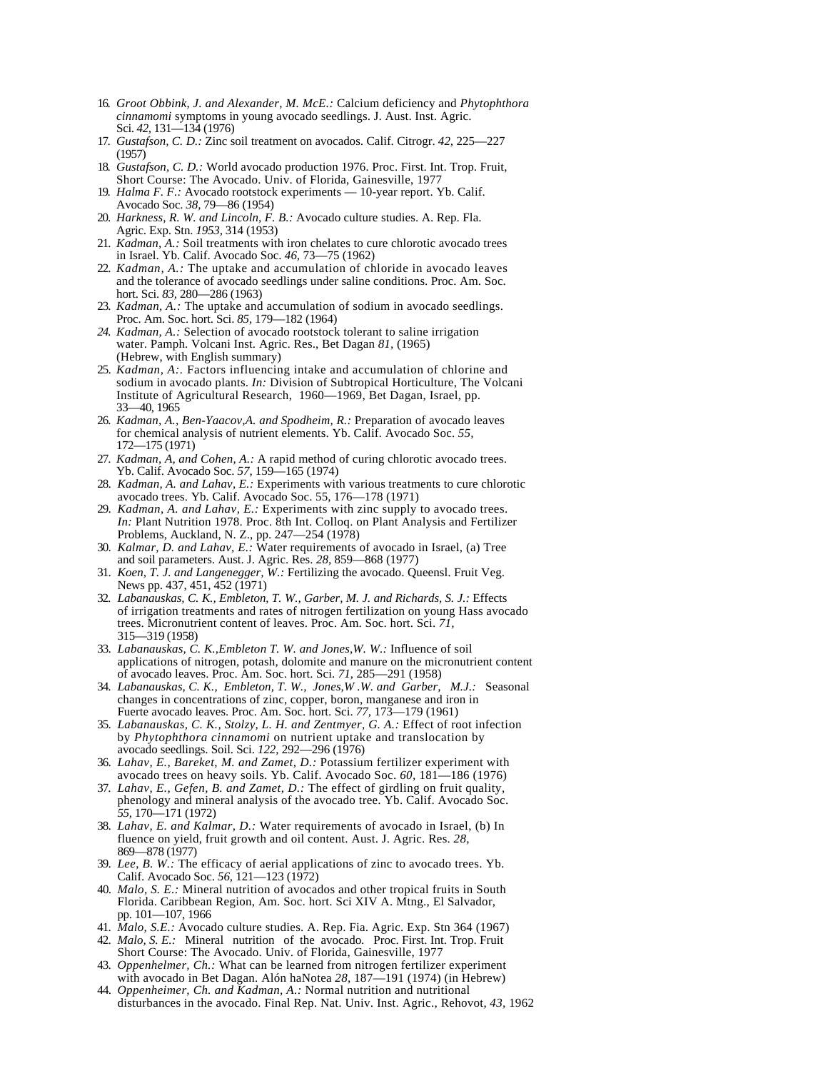16. *Groot Obbink, J. and Alexander, M. McE.:* Calcium deficiency and *Phytophthora cinnamomi* symptoms in young avocado seedlings. J. Aust. Inst. Agric. Sci. *42,* 131—134 (1976)
17. *Gustafson, C. D.:* Zinc soil treatment on avocados. Calif. Citrogr. *42,* 225—227 (1957)
18. *Gustafson, C. D.:* World avocado production 1976. Proc. First. Int. Trop. Fruit, Short Course: The Avocado. Univ. of Florida, Gainesville, 1977
19. *Halma F. F.:* Avocado rootstock experiments — 10-year report. Yb. Calif. Avocado Soc. *38,* 79—86 (1954)
20. *Harkness, R. W. and Lincoln, F. B.:* Avocado culture studies. A. Rep. Fla. Agric. Exp. Stn. *1953,* 314 (1953)
21. *Kadman, A.:* Soil treatments with iron chelates to cure chlorotic avocado trees in Israel. Yb. Calif. Avocado Soc. *46,* 73—75 (1962)
22. *Kadman, A.:* The uptake and accumulation of chloride in avocado leaves and the tolerance of avocado seedlings under saline conditions. Proc. Am. Soc. hort. Sci. *83,* 280—286 (1963)
23. *Kadman, A.:* The uptake and accumulation of sodium in avocado seedlings. Proc. Am. Soc. hort. Sci. *85,* 179—182 (1964)
24. *Kadman, A.:* Selection of avocado rootstock tolerant to saline irrigation water. Pamph. Volcani Inst. Agric. Res., Bet Dagan *81,* (1965) (Hebrew, with English summary)
25. *Kadman, A:.* Factors influencing intake and accumulation of chlorine and sodium in avocado plants. *In:* Division of Subtropical Horticulture, The Volcani Institute of Agricultural Research, 1960—1969, Bet Dagan, Israel, pp. 33—40, 1965
26. *Kadman, A., Ben-Yaacov,A. and Spodheim, R.:* Preparation of avocado leaves for chemical analysis of nutrient elements. Yb. Calif. Avocado Soc. *55,* 172—175 (1971)
27. *Kadman, A, and Cohen, A.:* A rapid method of curing chlorotic avocado trees. Yb. Calif. Avocado Soc. *57,* 159—165 (1974)
28. *Kadman, A. and Lahav, E.:* Experiments with various treatments to cure chlorotic avocado trees. Yb. Calif. Avocado Soc. 55, 176—178 (1971)
29. *Kadman, A. and Lahav, E.:* Experiments with zinc supply to avocado trees. *In:* Plant Nutrition 1978. Proc. 8th Int. Colloq. on Plant Analysis and Fertilizer Problems, Auckland, N. Z., pp. 247—254 (1978)
30. *Kalmar, D. and Lahav, E.:* Water requirements of avocado in Israel, (a) Tree and soil parameters. Aust. J. Agric. Res. *28,* 859—868 (1977)
31. *Koen, T. J. and Langenegger, W.:* Fertilizing the avocado. Queensl. Fruit Veg. News pp. 437, 451, 452 (1971)
32. *Labanauskas, C. K., Embleton, T. W., Garber, M. J. and Richards, S. J.:* Effects of irrigation treatments and rates of nitrogen fertilization on young Hass avocado trees. Micronutrient content of leaves. Proc. Am. Soc. hort. Sci. *71,* 315—319 (1958)
33. *Labanauskas, C. K.,Embleton T. W. and Jones,W. W.:* Influence of soil applications of nitrogen, potash, dolomite and manure on the micronutrient content of avocado leaves. Proc. Am. Soc. hort. Sci. *71,* 285—291 (1958)
34. *Labanauskas, C. K., Embleton, T. W., Jones,W .W. and Garber, M.J.:* Seasonal changes in concentrations of zinc, copper, boron, manganese and iron in Fuerte avocado leaves. Proc. Am. Soc. hort. Sci. *77,* 173—179 (1961)
35. *Labanauskas, C. K., Stolzy, L. H. and Zentmyer, G. A.:* Effect of root infection by *Phytophthora cinnamomi* on nutrient uptake and translocation by avocado seedlings. Soil. Sci. *122,* 292—296 (1976)
36. *Lahav, E., Bareket, M. and Zamet, D.:* Potassium fertilizer experiment with avocado trees on heavy soils. Yb. Calif. Avocado Soc. *60,* 181—186 (1976)
37. *Lahav, E., Gefen, B. and Zamet, D.:* The effect of girdling on fruit quality, phenology and mineral analysis of the avocado tree. Yb. Calif. Avocado Soc. *55,* 170—171 (1972)
38. *Lahav, E. and Kalmar, D.:* Water requirements of avocado in Israel, (b) In fluence on yield, fruit growth and oil content. Aust. J. Agric. Res. *28,* 869—878 (1977)
39. *Lee, B. W.:* The efficacy of aerial applications of zinc to avocado trees. Yb. Calif. Avocado Soc. *56,* 121—123 (1972)
40. *Malo, S. E.:* Mineral nutrition of avocados and other tropical fruits in South Florida. Caribbean Region, Am. Soc. hort. Sci XIV A. Mtng., El Salvador, pp. 101—107, 1966
41. *Malo, S.E.:* Avocado culture studies. A. Rep. Fia. Agric. Exp. Stn 364 (1967)
42. *Malo, S. E.:* Mineral nutrition of the avocado. Proc. First. Int. Trop. Fruit Short Course: The Avocado. Univ. of Florida, Gainesville, 1977
43. *Oppenhelmer, Ch.:* What can be learned from nitrogen fertilizer experiment with avocado in Bet Dagan. Alón haNotea *28,* 187—191 (1974) (in Hebrew)
44. *Oppenheimer, Ch. and Kadman, A.:* Normal nutrition and nutritional disturbances in the avocado. Final Rep. Nat. Univ. Inst. Agric., Rehovot, *43,* 1962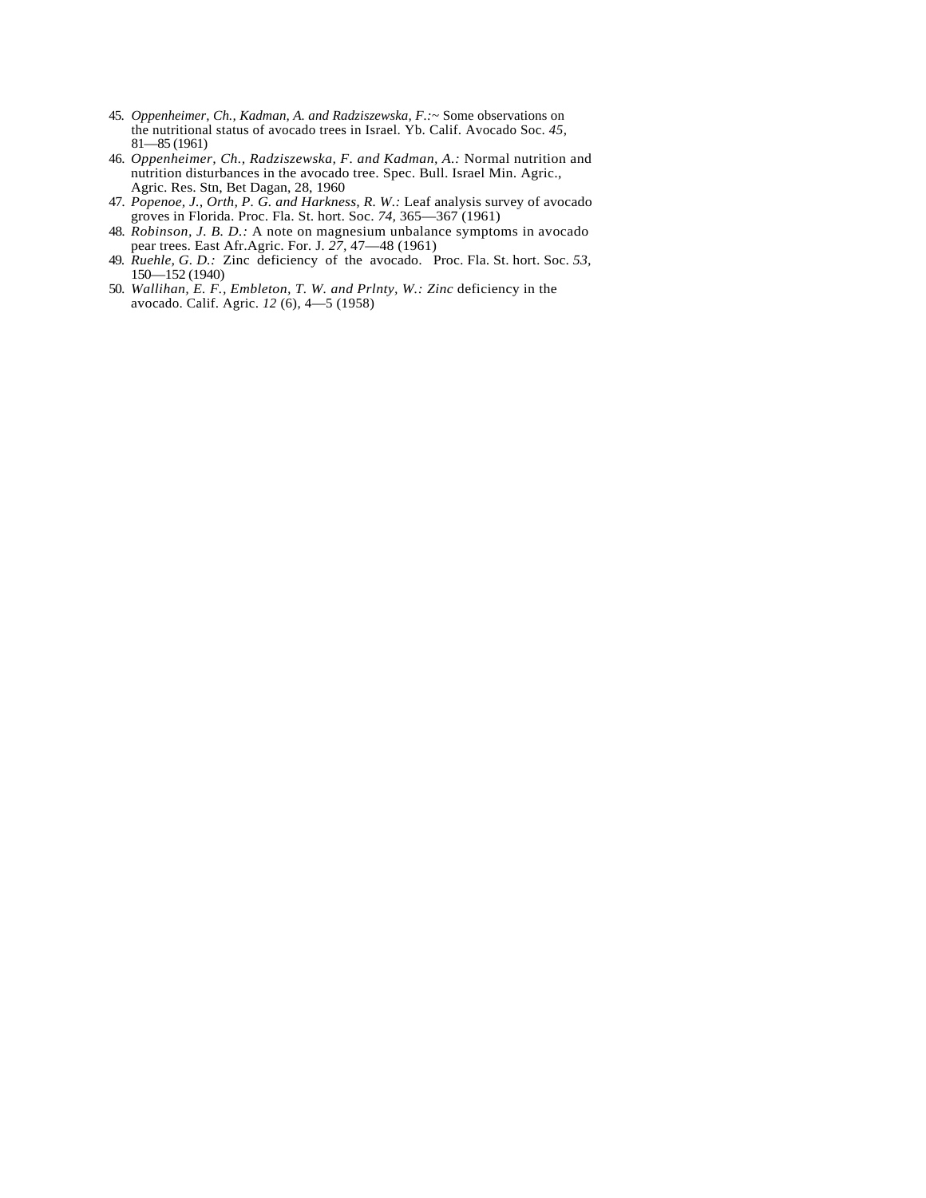45. *Oppenheimer, Ch., Kadman, A. and Radziszewska, F.:~* Some observations on the nutritional status of avocado trees in Israel. Yb. Calif. Avocado Soc. *45*, 81—85 (1961)
46. *Oppenheimer, Ch., Radziszewska, F. and Kadman, A.:* Normal nutrition and nutrition disturbances in the avocado tree. Spec. Bull. Israel Min. Agric., Agric. Res. Stn, Bet Dagan, 28, 1960
47. *Popenoe, J., Orth, P. G. and Harkness, R. W.:* Leaf analysis survey of avocado groves in Florida. Proc. Fla. St. hort. Soc. *74*, 365—367 (1961)
48. *Robinson, J. B. D.:* A note on magnesium unbalance symptoms in avocado pear trees. East Afr.Agric. For. J. *27*, 47—48 (1961)
49. *Ruehle, G. D.:* Zinc deficiency of the avocado. Proc. Fla. St. hort. Soc. *53*, 150—152 (1940)
50. *Wallihan, E. F., Embleton, T. W. and Prlnty, W.: Zinc* deficiency in the avocado. Calif. Agric. *12* (6), 4—5 (1958)